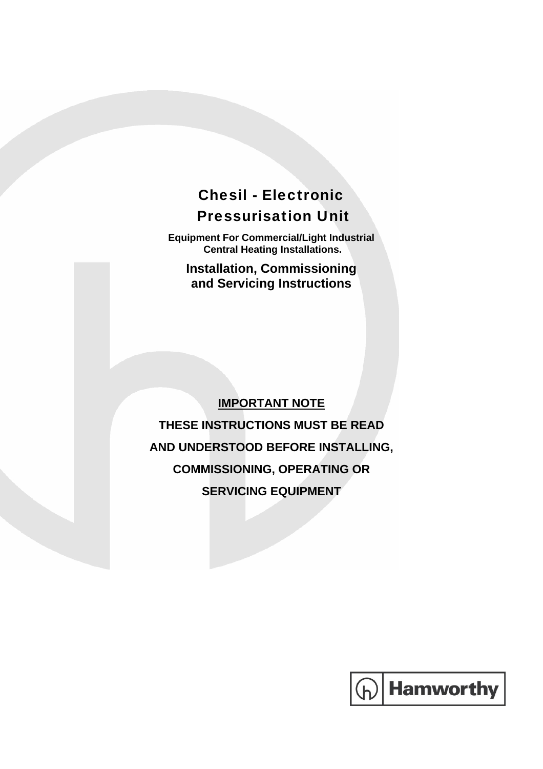# Chesil - Electronic Pressurisation Unit

**Equipment For Commercial/Light Industrial Central Heating Installations.**

## Installation, Commissioning and Servicing Instructions

**<u>IMPORTANT NOTE</u>**

**THESE INSTRUCTIONS MUST BE READ AND UNDERSTOOD BEFORE INSTALLING, COMMISSIONING, OPERATING OR SERVICING EQUIPMENT**

Hamworthy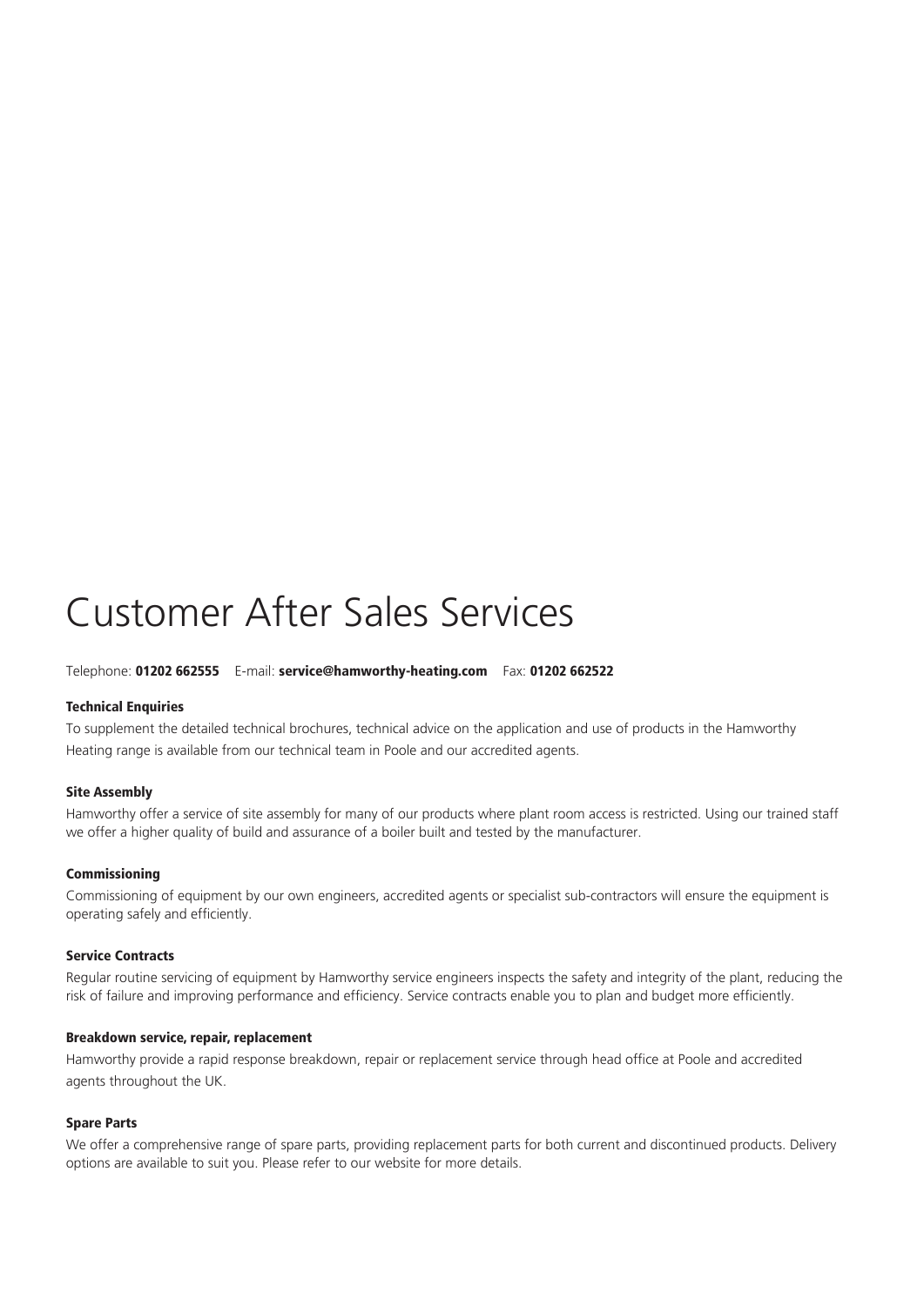# Customer After Sales Services

Telephone: **01202 662555** E-mail: **service@hamworthy-heating.com** Fax: **01202 662522**

### Technical Enquiries

To supplement the detailed technical brochures, technical advice on the application and use of products in the Hamworthy Heating range is available from our technical team in Poole and our accredited agents.

### Site Assembly

Hamworthy offer a service of site assembly for many of our products where plant room access is restricted. Using our trained staff we offer a higher quality of build and assurance of a boiler built and tested by the manufacturer.

### Commissioning

Commissioning of equipment by our own engineers, accredited agents or specialist sub-contractors will ensure the equipment is operating safely and efficiently.

### Service Contracts

Regular routine servicing of equipment by Hamworthy service engineers inspects the safety and integrity of the plant, reducing the risk of failure and improving performance and efficiency. Service contracts enable you to plan and budget more efficiently.

### Breakdown service, repair, replacement

Hamworthy provide a rapid response breakdown, repair or replacement service through head office at Poole and accredited agents throughout the UK.

### Spare Parts

We offer a comprehensive range of spare parts, providing replacement parts for both current and discontinued products. Delivery options are available to suit you. Please refer to our website for more details.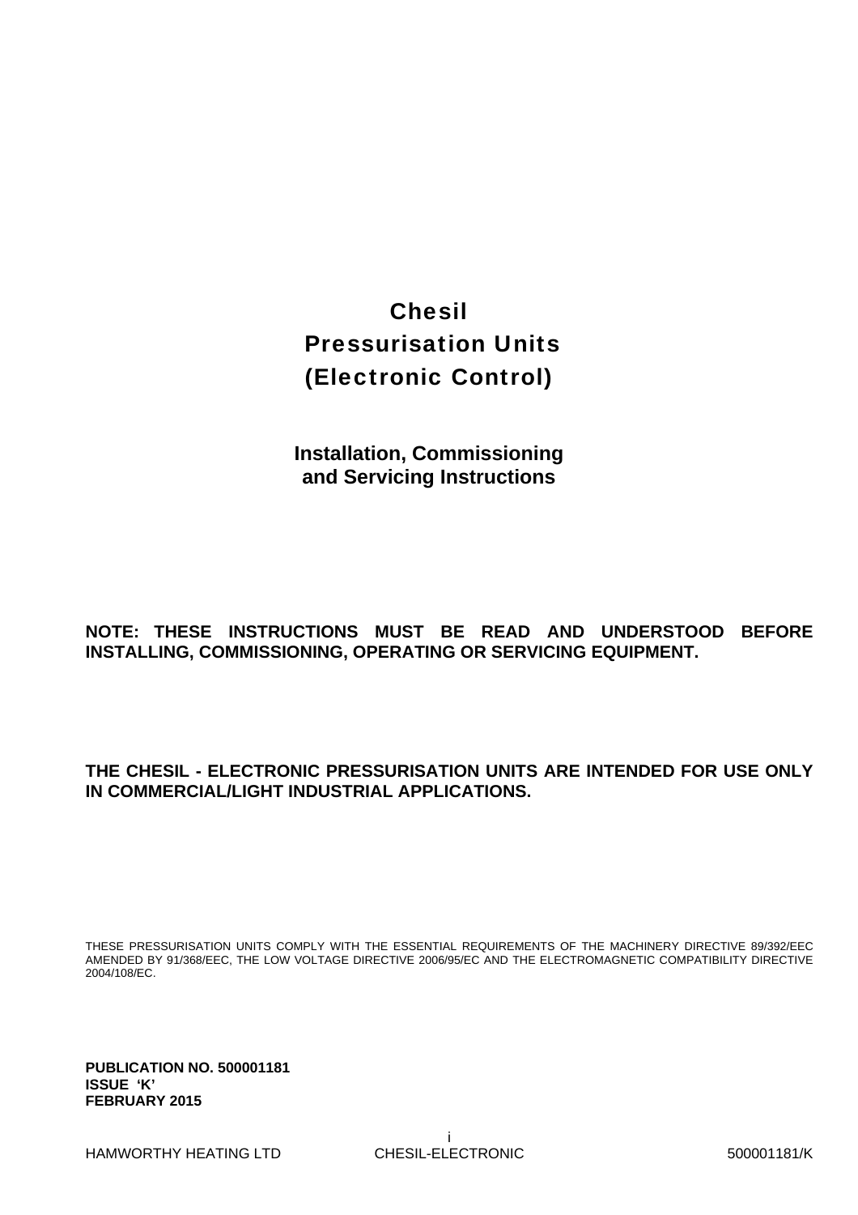# Chesil Pressurisation Units (Electronic Control)

## Installation, Commissioning and Servicing Instructions

**NOTE: THESE INSTRUCTIONS MUST BE READ AND UNDERSTOOD BEFORE INSTALLING, COMMISSIONING, OPERATING OR SERVICING EQUIPMENT.**

**THE CHESIL - ELECTRONIC PRESSURISATION UNITS ARE INTENDED FOR USE ONLY IN COMMERCIAL/LIGHT INDUSTRIAL APPLICATIONS.**

THESE PRESSURISATION UNITS COMPLY WITH THE ESSENTIAL REQUIREMENTS OF THE MACHINERY DIRECTIVE 89/392/EEC AMENDED BY 91/368/EEC, THE LOW VOLTAGE DIRECTIVE 2006/95/EC AND THE ELECTROMAGNETIC COMPATIBILITY DIRECTIVE 2004/108/EC.

**PUBLICATION NO. 500001181**
**ISSUE 'K'**
**FEBRUARY 2015**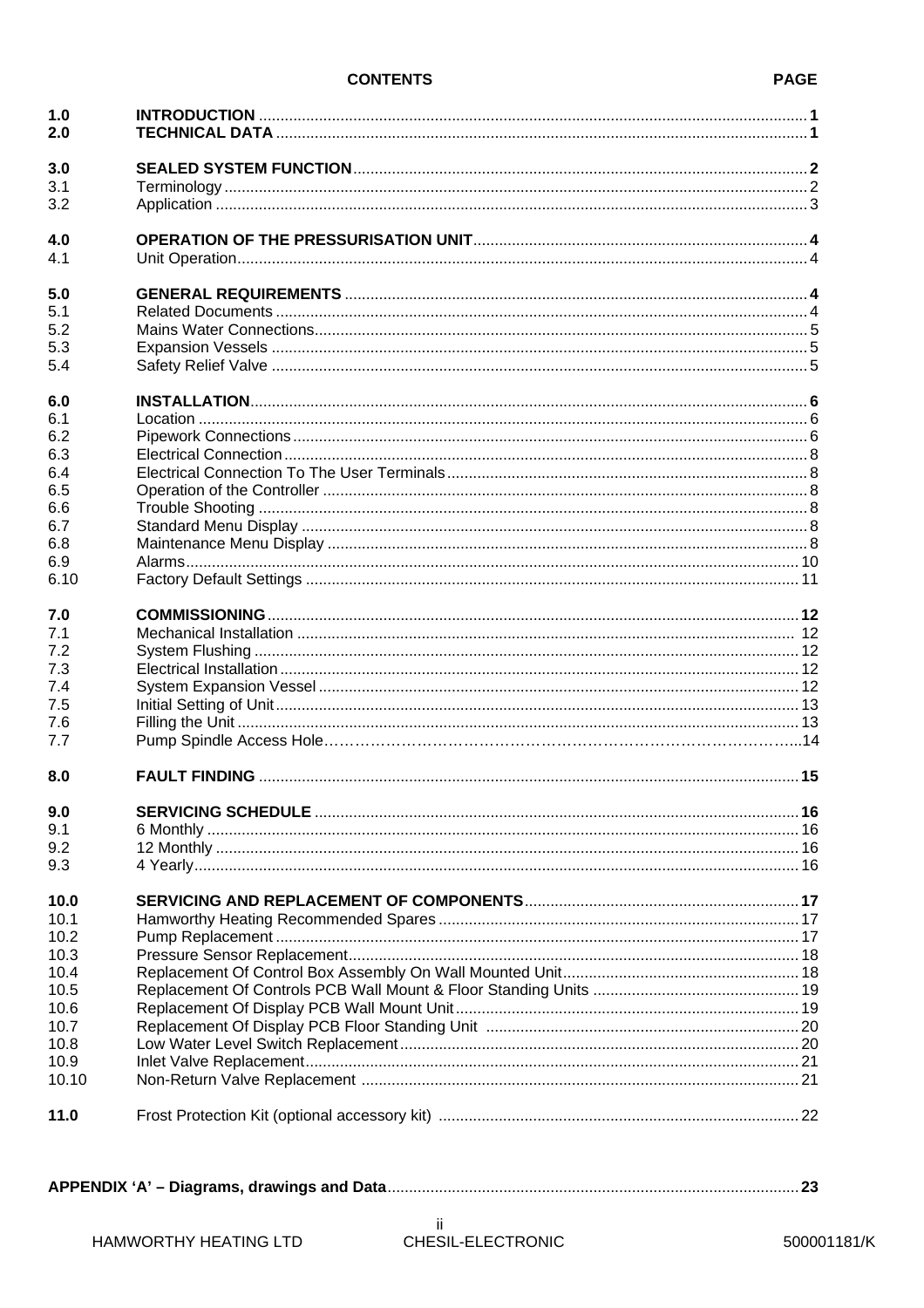## CONTENTS

| | | PAGE |
|---|---|---|
| **1.0** | **INTRODUCTION** | **1** |
| **2.0** | **TECHNICAL DATA** | **1** |
| **3.0** | **SEALED SYSTEM FUNCTION** | **2** |
| 3.1 | Terminology | 2 |
| 3.2 | Application | 3 |
| **4.0** | **OPERATION OF THE PRESSURISATION UNIT** | **4** |
| 4.1 | Unit Operation | 4 |
| **5.0** | **GENERAL REQUIREMENTS** | **4** |
| 5.1 | Related Documents | 4 |
| 5.2 | Mains Water Connections | 5 |
| 5.3 | Expansion Vessels | 5 |
| 5.4 | Safety Relief Valve | 5 |
| **6.0** | **INSTALLATION** | **6** |
| 6.1 | Location | 6 |
| 6.2 | Pipework Connections | 6 |
| 6.3 | Electrical Connection | 8 |
| 6.4 | Electrical Connection To The User Terminals | 8 |
| 6.5 | Operation of the Controller | 8 |
| 6.6 | Trouble Shooting | 8 |
| 6.7 | Standard Menu Display | 8 |
| 6.8 | Maintenance Menu Display | 8 |
| 6.9 | Alarms | 10 |
| 6.10 | Factory Default Settings | 11 |
| **7.0** | **COMMISSIONING** | **12** |
| 7.1 | Mechanical Installation | 12 |
| 7.2 | System Flushing | 12 |
| 7.3 | Electrical Installation | 12 |
| 7.4 | System Expansion Vessel | 12 |
| 7.5 | Initial Setting of Unit | 13 |
| 7.6 | Filling the Unit | 13 |
| 7.7 | Pump Spindle Access Hole | 14 |
| **8.0** | **FAULT FINDING** | **15** |
| **9.0** | **SERVICING SCHEDULE** | **16** |
| 9.1 | 6 Monthly | 16 |
| 9.2 | 12 Monthly | 16 |
| 9.3 | 4 Yearly | 16 |
| **10.0** | **SERVICING AND REPLACEMENT OF COMPONENTS** | **17** |
| 10.1 | Hamworthy Heating Recommended Spares | 17 |
| 10.2 | Pump Replacement | 17 |
| 10.3 | Pressure Sensor Replacement | 18 |
| 10.4 | Replacement Of Control Box Assembly On Wall Mounted Unit | 18 |
| 10.5 | Replacement Of Controls PCB Wall Mount & Floor Standing Units | 19 |
| 10.6 | Replacement Of Display PCB Wall Mount Unit | 19 |
| 10.7 | Replacement Of Display PCB Floor Standing Unit | 20 |
| 10.8 | Low Water Level Switch Replacement | 20 |
| 10.9 | Inlet Valve Replacement | 21 |
| 10.10 | Non-Return Valve Replacement | 21 |
| **11.0** | Frost Protection Kit (optional accessory kit) | 22 |
| | **APPENDIX 'A' – Diagrams, drawings and Data** | **23** |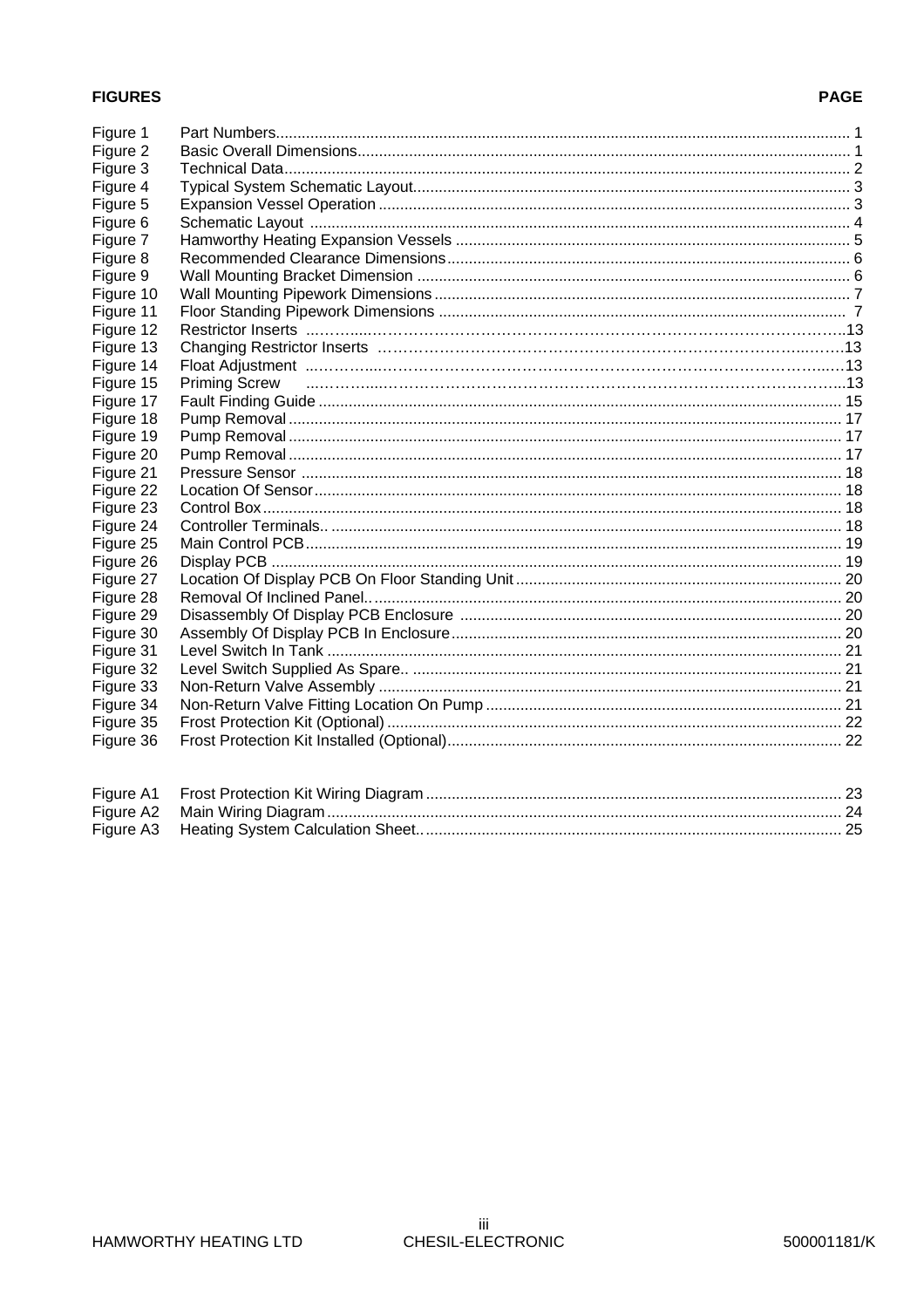| FIGURES | | PAGE |
|---|---|---|
| Figure 1 | Part Numbers | 1 |
| Figure 2 | Basic Overall Dimensions | 1 |
| Figure 3 | Technical Data | 2 |
| Figure 4 | Typical System Schematic Layout | 3 |
| Figure 5 | Expansion Vessel Operation | 3 |
| Figure 6 | Schematic Layout | 4 |
| Figure 7 | Hamworthy Heating Expansion Vessels | 5 |
| Figure 8 | Recommended Clearance Dimensions | 6 |
| Figure 9 | Wall Mounting Bracket Dimension | 6 |
| Figure 10 | Wall Mounting Pipework Dimensions | 7 |
| Figure 11 | Floor Standing Pipework Dimensions | 7 |
| Figure 12 | Restrictor Inserts | 13 |
| Figure 13 | Changing Restrictor Inserts | 13 |
| Figure 14 | Float Adjustment | 13 |
| Figure 15 | Priming Screw | 13 |
| Figure 17 | Fault Finding Guide | 15 |
| Figure 18 | Pump Removal | 17 |
| Figure 19 | Pump Removal | 17 |
| Figure 20 | Pump Removal | 17 |
| Figure 21 | Pressure Sensor | 18 |
| Figure 22 | Location Of Sensor | 18 |
| Figure 23 | Control Box | 18 |
| Figure 24 | Controller Terminals.. | 18 |
| Figure 25 | Main Control PCB | 19 |
| Figure 26 | Display PCB | 19 |
| Figure 27 | Location Of Display PCB On Floor Standing Unit | 20 |
| Figure 28 | Removal Of Inclined Panel.. | 20 |
| Figure 29 | Disassembly Of Display PCB Enclosure | 20 |
| Figure 30 | Assembly Of Display PCB In Enclosure | 20 |
| Figure 31 | Level Switch In Tank | 21 |
| Figure 32 | Level Switch Supplied As Spare.. | 21 |
| Figure 33 | Non-Return Valve Assembly | 21 |
| Figure 34 | Non-Return Valve Fitting Location On Pump | 21 |
| Figure 35 | Frost Protection Kit (Optional) | 22 |
| Figure 36 | Frost Protection Kit Installed (Optional) | 22 |
| Figure A1 | Frost Protection Kit Wiring Diagram | 23 |
| Figure A2 | Main Wiring Diagram | 24 |
| Figure A3 | Heating System Calculation Sheet.. | 25 |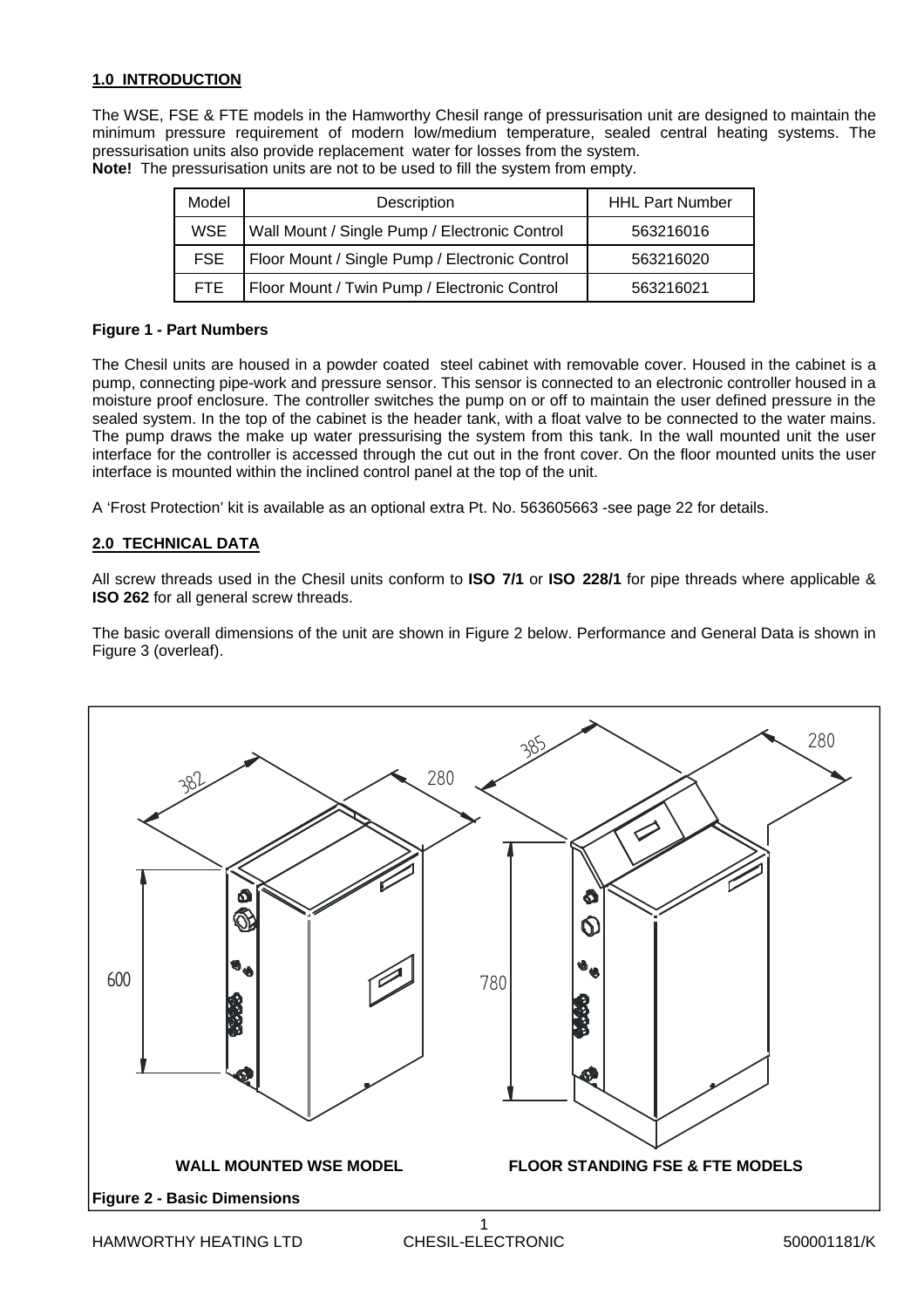## 1.0 INTRODUCTION

The WSE, FSE & FTE models in the Hamworthy Chesil range of pressurisation unit are designed to maintain the minimum pressure requirement of modern low/medium temperature, sealed central heating systems. The pressurisation units also provide replacement water for losses from the system.
**Note!** The pressurisation units are not to be used to fill the system from empty.

| Model | Description | HHL Part Number |
|---|---|---|
| WSE | Wall Mount / Single Pump / Electronic Control | 563216016 |
| FSE | Floor Mount / Single Pump / Electronic Control | 563216020 |
| FTE | Floor Mount / Twin Pump / Electronic Control | 563216021 |

**Figure 1 - Part Numbers**

The Chesil units are housed in a powder coated steel cabinet with removable cover. Housed in the cabinet is a pump, connecting pipe-work and pressure sensor. This sensor is connected to an electronic controller housed in a moisture proof enclosure. The controller switches the pump on or off to maintain the user defined pressure in the sealed system. In the top of the cabinet is the header tank, with a float valve to be connected to the water mains. The pump draws the make up water pressurising the system from this tank. In the wall mounted unit the user interface for the controller is accessed through the cut out in the front cover. On the floor mounted units the user interface is mounted within the inclined control panel at the top of the unit.

A 'Frost Protection' kit is available as an optional extra Pt. No. 563605663 -see page 22 for details.

## 2.0 TECHNICAL DATA

All screw threads used in the Chesil units conform to **ISO 7/1** or **ISO 228/1** for pipe threads where applicable & **ISO 262** for all general screw threads.

The basic overall dimensions of the unit are shown in Figure 2 below. Performance and General Data is shown in Figure 3 (overleaf).

382 280 600

385 280 780

**WALL MOUNTED WSE MODEL** **FLOOR STANDING FSE & FTE MODELS**

**Figure 2 - Basic Dimensions**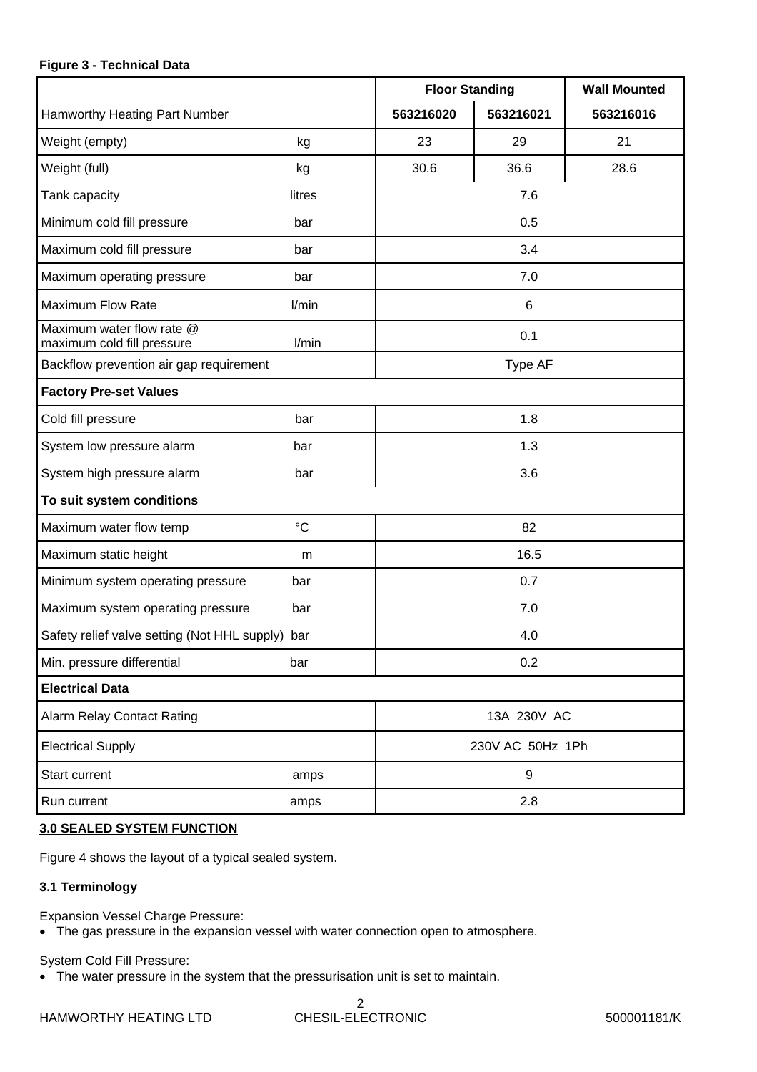**Figure 3 - Technical Data**

| | | Floor Standing | | Wall Mounted |
|---|---|---|---|---|
| Hamworthy Heating Part Number | | **563216020** | **563216021** | **563216016** |
| Weight (empty) | kg | 23 | 29 | 21 |
| Weight (full) | kg | 30.6 | 36.6 | 28.6 |
| Tank capacity | litres | 7.6 | | |
| Minimum cold fill pressure | bar | 0.5 | | |
| Maximum cold fill pressure | bar | 3.4 | | |
| Maximum operating pressure | bar | 7.0 | | |
| Maximum Flow Rate | l/min | 6 | | |
| Maximum water flow rate @ maximum cold fill pressure | l/min | 0.1 | | |
| Backflow prevention air gap requirement | | Type AF | | |
| **Factory Pre-set Values** | | | | |
| Cold fill pressure | bar | 1.8 | | |
| System low pressure alarm | bar | 1.3 | | |
| System high pressure alarm | bar | 3.6 | | |
| **To suit system conditions** | | | | |
| Maximum water flow temp | °C | 82 | | |
| Maximum static height | m | 16.5 | | |
| Minimum system operating pressure | bar | 0.7 | | |
| Maximum system operating pressure | bar | 7.0 | | |
| Safety relief valve setting (Not HHL supply) | bar | 4.0 | | |
| Min. pressure differential | bar | 0.2 | | |
| **Electrical Data** | | | | |
| Alarm Relay Contact Rating | | 13A 230V AC | | |
| Electrical Supply | | 230V AC 50Hz 1Ph | | |
| Start current | amps | 9 | | |
| Run current | amps | 2.8 | | |

## 3.0 SEALED SYSTEM FUNCTION

Figure 4 shows the layout of a typical sealed system.

### 3.1 Terminology

Expansion Vessel Charge Pressure:

- The gas pressure in the expansion vessel with water connection open to atmosphere.

System Cold Fill Pressure:

- The water pressure in the system that the pressurisation unit is set to maintain.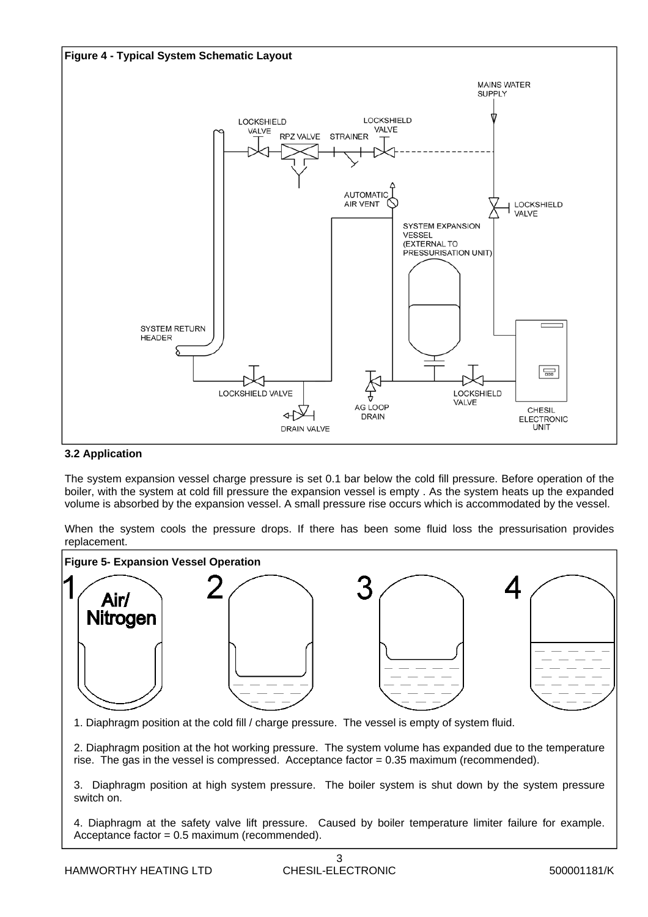**Figure 4 - Typical System Schematic Layout**

### 3.2 Application

The system expansion vessel charge pressure is set 0.1 bar below the cold fill pressure. Before operation of the boiler, with the system at cold fill pressure the expansion vessel is empty . As the system heats up the expanded volume is absorbed by the expansion vessel. A small pressure rise occurs which is accommodated by the vessel.

When the system cools the pressure drops. If there has been some fluid loss the pressurisation provides replacement.

**Figure 5- Expansion Vessel Operation**

1. Diaphragm position at the cold fill / charge pressure. The vessel is empty of system fluid.

2. Diaphragm position at the hot working pressure. The system volume has expanded due to the temperature rise. The gas in the vessel is compressed. Acceptance factor = 0.35 maximum (recommended).

3. Diaphragm position at high system pressure. The boiler system is shut down by the system pressure switch on.

4. Diaphragm at the safety valve lift pressure. Caused by boiler temperature limiter failure for example. Acceptance factor = 0.5 maximum (recommended).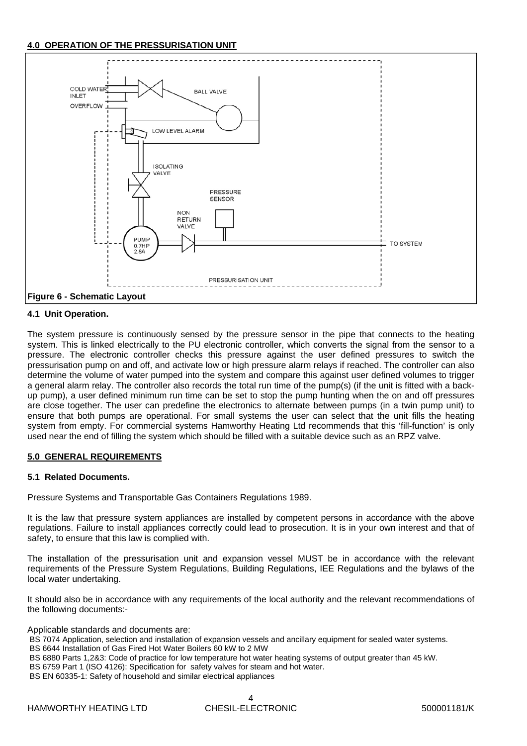## 4.0 OPERATION OF THE PRESSURISATION UNIT

COLD WATER INLET

OVERFLOW

BALL VALVE

LOW LEVEL ALARM

ISOLATING VALVE

PRESSURE SENSOR

NON RETURN VALVE

PUMP 0.7HP 2.8A

TO SYSTEM

PRESSURISATION UNIT

**Figure 6 - Schematic Layout**

### 4.1 Unit Operation.

The system pressure is continuously sensed by the pressure sensor in the pipe that connects to the heating system. This is linked electrically to the PU electronic controller, which converts the signal from the sensor to a pressure. The electronic controller checks this pressure against the user defined pressures to switch the pressurisation pump on and off, and activate low or high pressure alarm relays if reached. The controller can also determine the volume of water pumped into the system and compare this against user defined volumes to trigger a general alarm relay. The controller also records the total run time of the pump(s) (if the unit is fitted with a back-up pump), a user defined minimum run time can be set to stop the pump hunting when the on and off pressures are close together. The user can predefine the electronics to alternate between pumps (in a twin pump unit) to ensure that both pumps are operational. For small systems the user can select that the unit fills the heating system from empty. For commercial systems Hamworthy Heating Ltd recommends that this 'fill-function' is only used near the end of filling the system which should be filled with a suitable device such as an RPZ valve.

## 5.0 GENERAL REQUIREMENTS

### 5.1 Related Documents.

Pressure Systems and Transportable Gas Containers Regulations 1989.

It is the law that pressure system appliances are installed by competent persons in accordance with the above regulations. Failure to install appliances correctly could lead to prosecution. It is in your own interest and that of safety, to ensure that this law is complied with.

The installation of the pressurisation unit and expansion vessel MUST be in accordance with the relevant requirements of the Pressure System Regulations, Building Regulations, IEE Regulations and the bylaws of the local water undertaking.

It should also be in accordance with any requirements of the local authority and the relevant recommendations of the following documents:-

Applicable standards and documents are:

BS 7074 Application, selection and installation of expansion vessels and ancillary equipment for sealed water systems.
BS 6644 Installation of Gas Fired Hot Water Boilers 60 kW to 2 MW
BS 6880 Parts 1,2&3: Code of practice for low temperature hot water heating systems of output greater than 45 kW.
BS 6759 Part 1 (ISO 4126): Specification for safety valves for steam and hot water.
BS EN 60335-1: Safety of household and similar electrical appliances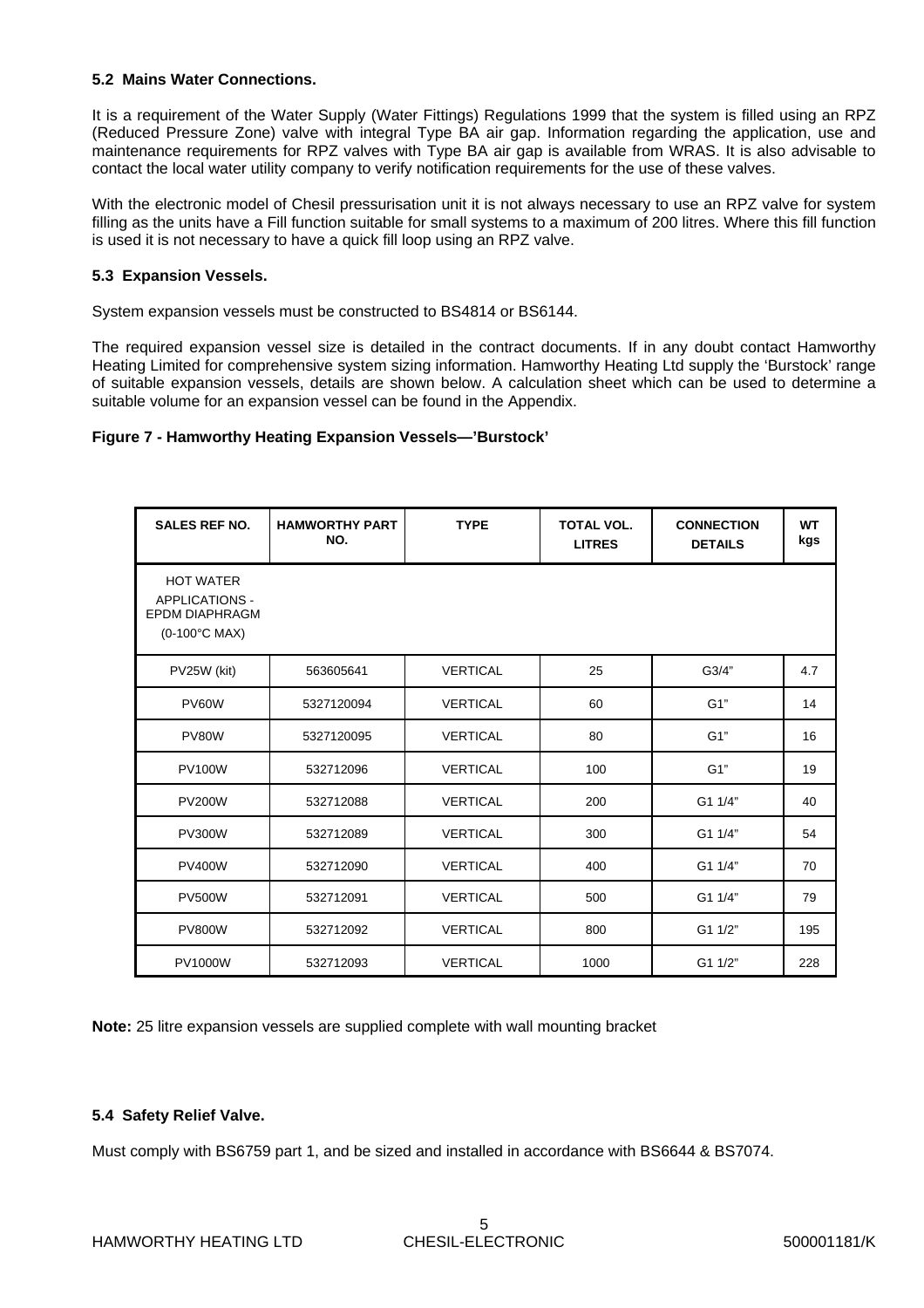### 5.2 Mains Water Connections.

It is a requirement of the Water Supply (Water Fittings) Regulations 1999 that the system is filled using an RPZ (Reduced Pressure Zone) valve with integral Type BA air gap. Information regarding the application, use and maintenance requirements for RPZ valves with Type BA air gap is available from WRAS. It is also advisable to contact the local water utility company to verify notification requirements for the use of these valves.

With the electronic model of Chesil pressurisation unit it is not always necessary to use an RPZ valve for system filling as the units have a Fill function suitable for small systems to a maximum of 200 litres. Where this fill function is used it is not necessary to have a quick fill loop using an RPZ valve.

### 5.3 Expansion Vessels.

System expansion vessels must be constructed to BS4814 or BS6144.

The required expansion vessel size is detailed in the contract documents. If in any doubt contact Hamworthy Heating Limited for comprehensive system sizing information. Hamworthy Heating Ltd supply the 'Burstock' range of suitable expansion vessels, details are shown below. A calculation sheet which can be used to determine a suitable volume for an expansion vessel can be found in the Appendix.

**Figure 7 - Hamworthy Heating Expansion Vessels—'Burstock'**

| SALES REF NO. | HAMWORTHY PART NO. | TYPE | TOTAL VOL. LITRES | CONNECTION DETAILS | WT kgs |
|---|---|---|---|---|---|
| HOT WATER APPLICATIONS - EPDM DIAPHRAGM (0-100°C MAX) | | | | | |
| PV25W (kit) | 563605641 | VERTICAL | 25 | G3/4" | 4.7 |
| PV60W | 5327120094 | VERTICAL | 60 | G1" | 14 |
| PV80W | 5327120095 | VERTICAL | 80 | G1" | 16 |
| PV100W | 532712096 | VERTICAL | 100 | G1" | 19 |
| PV200W | 532712088 | VERTICAL | 200 | G1 1/4" | 40 |
| PV300W | 532712089 | VERTICAL | 300 | G1 1/4" | 54 |
| PV400W | 532712090 | VERTICAL | 400 | G1 1/4" | 70 |
| PV500W | 532712091 | VERTICAL | 500 | G1 1/4" | 79 |
| PV800W | 532712092 | VERTICAL | 800 | G1 1/2" | 195 |
| PV1000W | 532712093 | VERTICAL | 1000 | G1 1/2" | 228 |

**Note:** 25 litre expansion vessels are supplied complete with wall mounting bracket

### 5.4 Safety Relief Valve.

Must comply with BS6759 part 1, and be sized and installed in accordance with BS6644 & BS7074.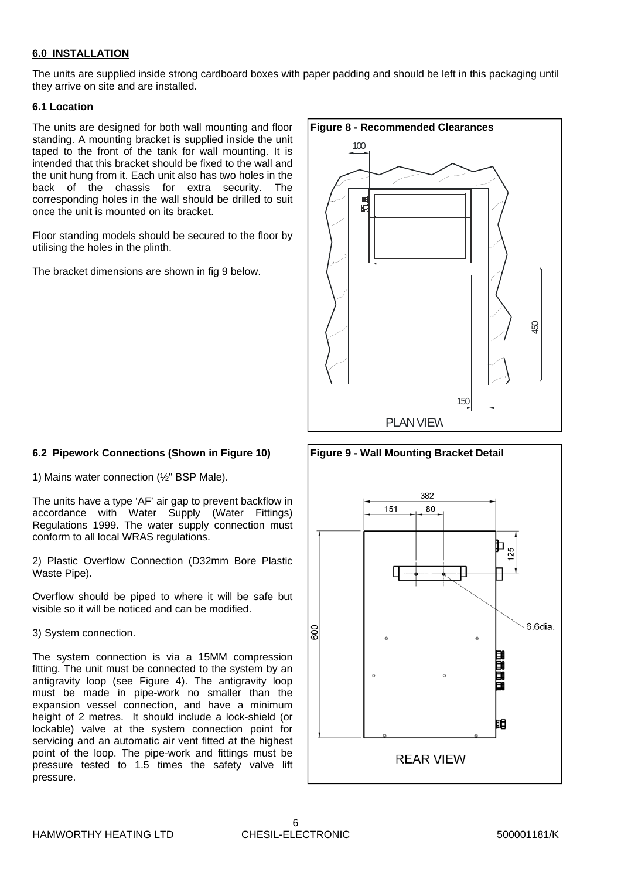## 6.0 INSTALLATION

The units are supplied inside strong cardboard boxes with paper padding and should be left in this packaging until they arrive on site and are installed.

### 6.1 Location

The units are designed for both wall mounting and floor standing. A mounting bracket is supplied inside the unit taped to the front of the tank for wall mounting. It is intended that this bracket should be fixed to the wall and the unit hung from it. Each unit also has two holes in the back of the chassis for extra security. The corresponding holes in the wall should be drilled to suit once the unit is mounted on its bracket.

Floor standing models should be secured to the floor by utilising the holes in the plinth.

The bracket dimensions are shown in fig 9 below.

**Figure 8 - Recommended Clearances**

100

450

150

PLAN VIEW

### 6.2 Pipework Connections (Shown in Figure 10)

1) Mains water connection (½" BSP Male).

The units have a type 'AF' air gap to prevent backflow in accordance with Water Supply (Water Fittings) Regulations 1999. The water supply connection must conform to all local WRAS regulations.

2) Plastic Overflow Connection (D32mm Bore Plastic Waste Pipe).

Overflow should be piped to where it will be safe but visible so it will be noticed and can be modified.

3) System connection.

The system connection is via a 15MM compression fitting. The unit must be connected to the system by an antigravity loop (see Figure 4). The antigravity loop must be made in pipe-work no smaller than the expansion vessel connection, and have a minimum height of 2 metres. It should include a lock-shield (or lockable) valve at the system connection point for servicing and an automatic air vent fitted at the highest point of the loop. The pipe-work and fittings must be pressure tested to 1.5 times the safety valve lift pressure.

**Figure 9 - Wall Mounting Bracket Detail**

382

151

80

125

6.6dia.

600

REAR VIEW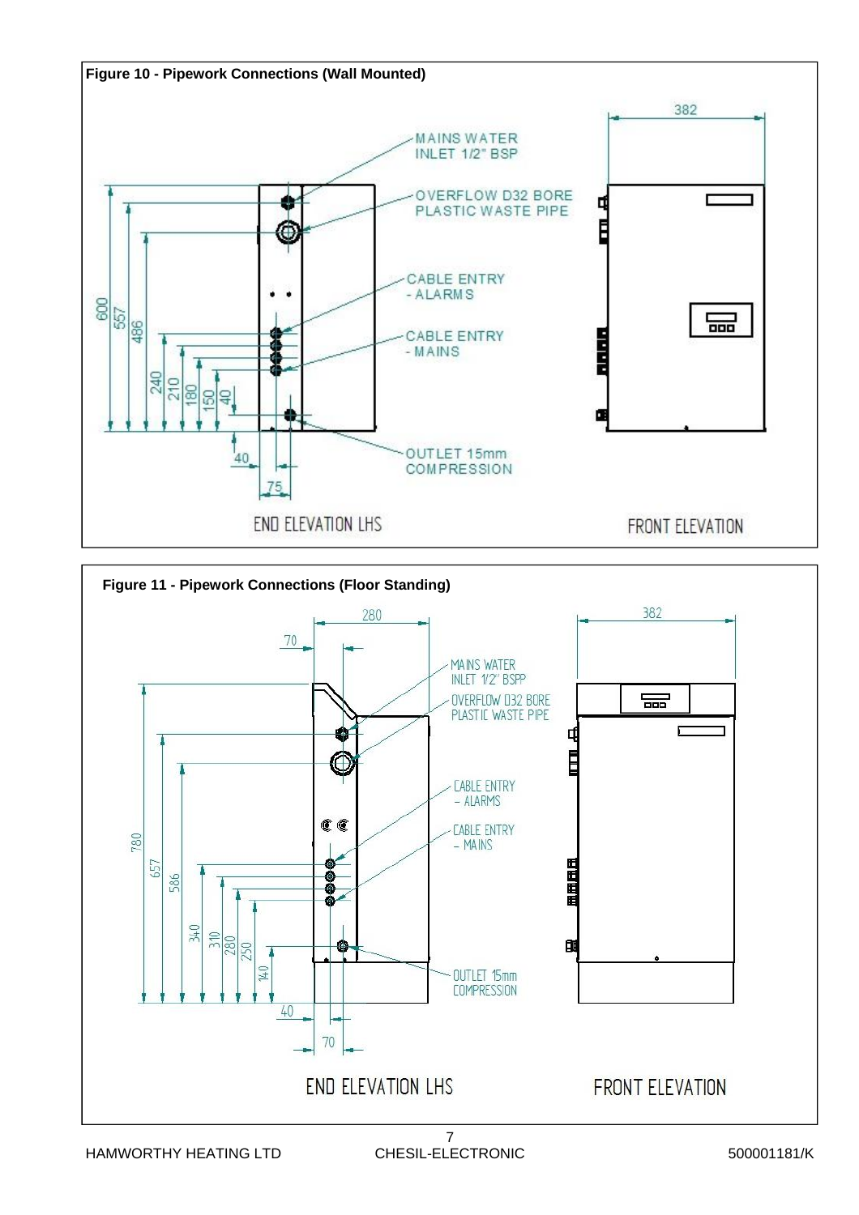**Figure 10 - Pipework Connections (Wall Mounted)**

MAINS WATER INLET 1/2" BSP

OVERFLOW D32 BORE PLASTIC WASTE PIPE

CABLE ENTRY - ALARMS

CABLE ENTRY - MAINS

OUTLET 15mm COMPRESSION

600, 557, 486, 240, 210, 180, 150, 40, 40, 75, 382

END ELEVATION LHS

FRONT ELEVATION

**Figure 11 - Pipework Connections (Floor Standing)**

MAINS WATER INLET 1/2" BSP

OVERFLOW D32 BORE PLASTIC WASTE PIPE

CABLE ENTRY - ALARMS

CABLE ENTRY - MAINS

OUTLET 15mm COMPRESSION

280, 70, 382, 780, 657, 586, 340, 310, 280, 250, 140, 40, 70

END ELEVATION LHS

FRONT ELEVATION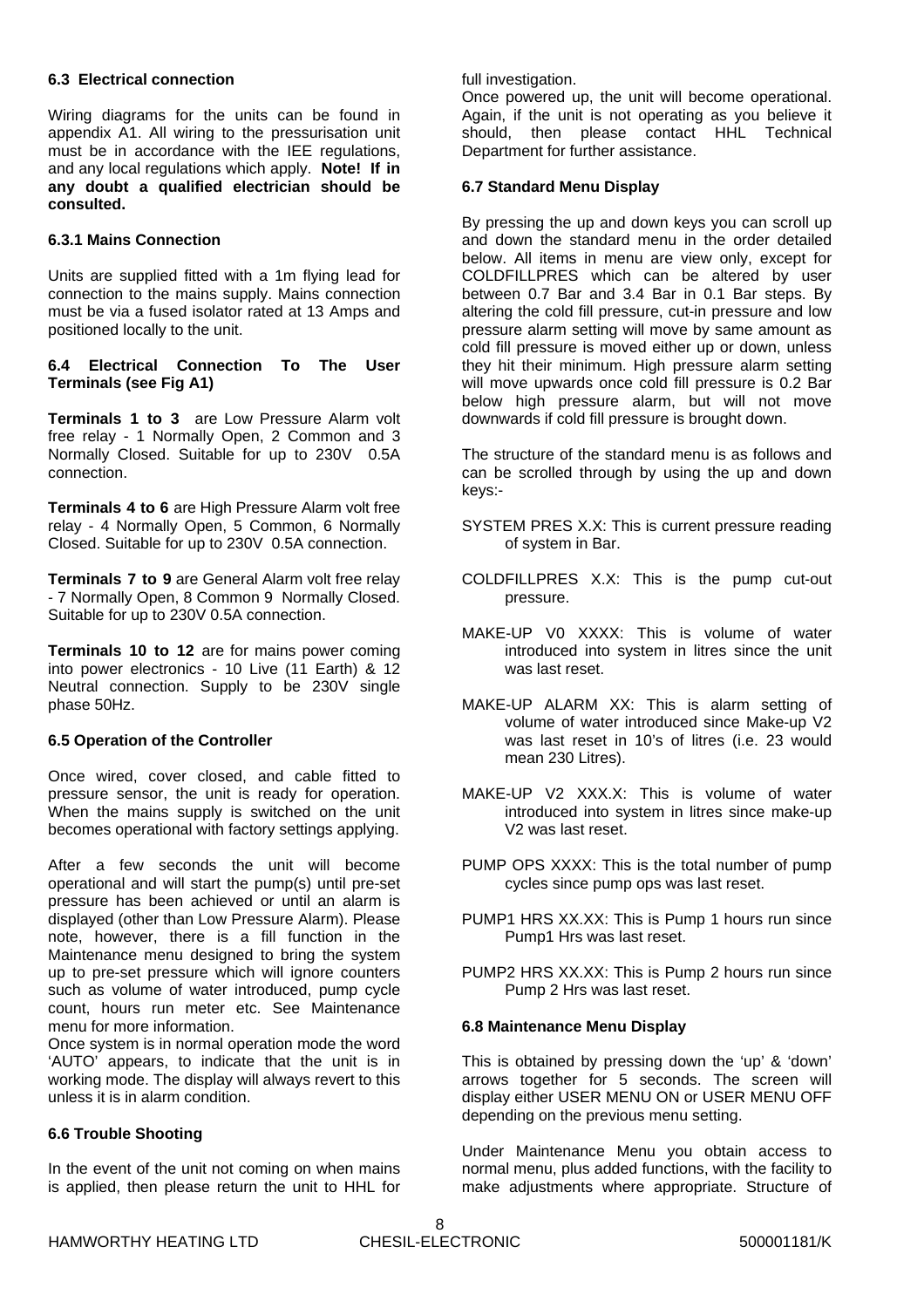### 6.3 Electrical connection

Wiring diagrams for the units can be found in appendix A1. All wiring to the pressurisation unit must be in accordance with the IEE regulations, and any local regulations which apply. **Note! If in any doubt a qualified electrician should be consulted.**

#### 6.3.1 Mains Connection

Units are supplied fitted with a 1m flying lead for connection to the mains supply. Mains connection must be via a fused isolator rated at 13 Amps and positioned locally to the unit.

### 6.4 Electrical Connection To The User Terminals (see Fig A1)

**Terminals 1 to 3** are Low Pressure Alarm volt free relay - 1 Normally Open, 2 Common and 3 Normally Closed. Suitable for up to 230V 0.5A connection.

**Terminals 4 to 6** are High Pressure Alarm volt free relay - 4 Normally Open, 5 Common, 6 Normally Closed. Suitable for up to 230V 0.5A connection.

**Terminals 7 to 9** are General Alarm volt free relay - 7 Normally Open, 8 Common 9 Normally Closed. Suitable for up to 230V 0.5A connection.

**Terminals 10 to 12** are for mains power coming into power electronics - 10 Live (11 Earth) & 12 Neutral connection. Supply to be 230V single phase 50Hz.

### 6.5 Operation of the Controller

Once wired, cover closed, and cable fitted to pressure sensor, the unit is ready for operation. When the mains supply is switched on the unit becomes operational with factory settings applying.

After a few seconds the unit will become operational and will start the pump(s) until pre-set pressure has been achieved or until an alarm is displayed (other than Low Pressure Alarm). Please note, however, there is a fill function in the Maintenance menu designed to bring the system up to pre-set pressure which will ignore counters such as volume of water introduced, pump cycle count, hours run meter etc. See Maintenance menu for more information.

Once system is in normal operation mode the word 'AUTO' appears, to indicate that the unit is in working mode. The display will always revert to this unless it is in alarm condition.

### 6.6 Trouble Shooting

In the event of the unit not coming on when mains is applied, then please return the unit to HHL for full investigation.

Once powered up, the unit will become operational. Again, if the unit is not operating as you believe it should, then please contact HHL Technical Department for further assistance.

### 6.7 Standard Menu Display

By pressing the up and down keys you can scroll up and down the standard menu in the order detailed below. All items in menu are view only, except for COLDFILLPRES which can be altered by user between 0.7 Bar and 3.4 Bar in 0.1 Bar steps. By altering the cold fill pressure, cut-in pressure and low pressure alarm setting will move by same amount as cold fill pressure is moved either up or down, unless they hit their minimum. High pressure alarm setting will move upwards once cold fill pressure is 0.2 Bar below high pressure alarm, but will not move downwards if cold fill pressure is brought down.

The structure of the standard menu is as follows and can be scrolled through by using the up and down keys:-

SYSTEM PRES X.X: This is current pressure reading of system in Bar.

COLDFILLPRES X.X: This is the pump cut-out pressure.

MAKE-UP V0 XXXX: This is volume of water introduced into system in litres since the unit was last reset.

MAKE-UP ALARM XX: This is alarm setting of volume of water introduced since Make-up V2 was last reset in 10's of litres (i.e. 23 would mean 230 Litres).

MAKE-UP V2 XXX.X: This is volume of water introduced into system in litres since make-up V2 was last reset.

PUMP OPS XXXX: This is the total number of pump cycles since pump ops was last reset.

PUMP1 HRS XX.XX: This is Pump 1 hours run since Pump1 Hrs was last reset.

PUMP2 HRS XX.XX: This is Pump 2 hours run since Pump 2 Hrs was last reset.

### 6.8 Maintenance Menu Display

This is obtained by pressing down the 'up' & 'down' arrows together for 5 seconds. The screen will display either USER MENU ON or USER MENU OFF depending on the previous menu setting.

Under Maintenance Menu you obtain access to normal menu, plus added functions, with the facility to make adjustments where appropriate. Structure of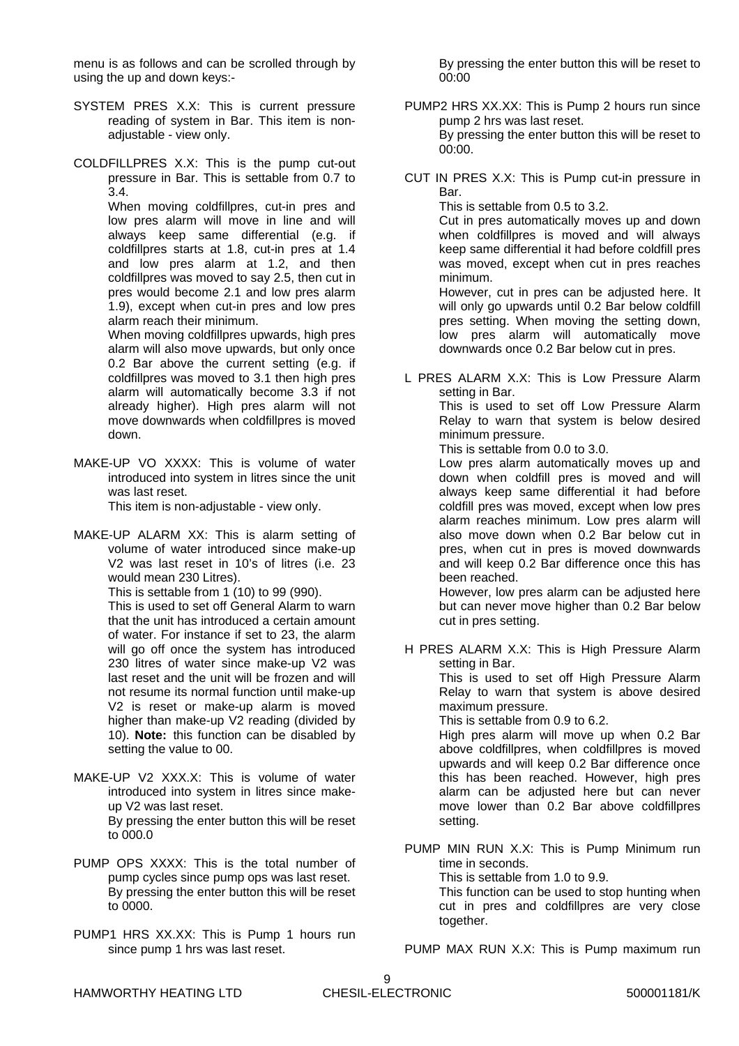menu is as follows and can be scrolled through by using the up and down keys:-

SYSTEM PRES X.X: This is current pressure reading of system in Bar. This item is non-adjustable - view only.

COLDFILLPRES X.X: This is the pump cut-out pressure in Bar. This is settable from 0.7 to 3.4.
When moving coldfillpres, cut-in pres and low pres alarm will move in line and will always keep same differential (e.g. if coldfillpres starts at 1.8, cut-in pres at 1.4 and low pres alarm at 1.2, and then coldfillpres was moved to say 2.5, then cut in pres would become 2.1 and low pres alarm 1.9), except when cut-in pres and low pres alarm reach their minimum.
When moving coldfillpres upwards, high pres alarm will also move upwards, but only once 0.2 Bar above the current setting (e.g. if coldfillpres was moved to 3.1 then high pres alarm will automatically become 3.3 if not already higher). High pres alarm will not move downwards when coldfillpres is moved down.

MAKE-UP VO XXXX: This is volume of water introduced into system in litres since the unit was last reset.
This item is non-adjustable - view only.

MAKE-UP ALARM XX: This is alarm setting of volume of water introduced since make-up V2 was last reset in 10's of litres (i.e. 23 would mean 230 Litres).
This is settable from 1 (10) to 99 (990).
This is used to set off General Alarm to warn that the unit has introduced a certain amount of water. For instance if set to 23, the alarm will go off once the system has introduced 230 litres of water since make-up V2 was last reset and the unit will be frozen and will not resume its normal function until make-up V2 is reset or make-up alarm is moved higher than make-up V2 reading (divided by 10). **Note:** this function can be disabled by setting the value to 00.

MAKE-UP V2 XXX.X: This is volume of water introduced into system in litres since make-up V2 was last reset.
By pressing the enter button this will be reset to 000.0

PUMP OPS XXXX: This is the total number of pump cycles since pump ops was last reset.
By pressing the enter button this will be reset to 0000.

PUMP1 HRS XX.XX: This is Pump 1 hours run since pump 1 hrs was last reset.
By pressing the enter button this will be reset to 00:00

PUMP2 HRS XX.XX: This is Pump 2 hours run since pump 2 hrs was last reset.
By pressing the enter button this will be reset to 00:00.

CUT IN PRES X.X: This is Pump cut-in pressure in Bar.
This is settable from 0.5 to 3.2.
Cut in pres automatically moves up and down when coldfillpres is moved and will always keep same differential it had before coldfill pres was moved, except when cut in pres reaches minimum.
However, cut in pres can be adjusted here. It will only go upwards until 0.2 Bar below coldfill pres setting. When moving the setting down, low pres alarm will automatically move downwards once 0.2 Bar below cut in pres.

L PRES ALARM X.X: This is Low Pressure Alarm setting in Bar.
This is used to set off Low Pressure Alarm Relay to warn that system is below desired minimum pressure.
This is settable from 0.0 to 3.0.
Low pres alarm automatically moves up and down when coldfill pres is moved and will always keep same differential it had before coldfill pres was moved, except when low pres alarm reaches minimum. Low pres alarm will also move down when 0.2 Bar below cut in pres, when cut in pres is moved downwards and will keep 0.2 Bar difference once this has been reached.
However, low pres alarm can be adjusted here but can never move higher than 0.2 Bar below cut in pres setting.

H PRES ALARM X.X: This is High Pressure Alarm setting in Bar.
This is used to set off High Pressure Alarm Relay to warn that system is above desired maximum pressure.
This is settable from 0.9 to 6.2.
High pres alarm will move up when 0.2 Bar above coldfillpres, when coldfillpres is moved upwards and will keep 0.2 Bar difference once this has been reached. However, high pres alarm can be adjusted here but can never move lower than 0.2 Bar above coldfillpres setting.

PUMP MIN RUN X.X: This is Pump Minimum run time in seconds.
This is settable from 1.0 to 9.9.
This function can be used to stop hunting when cut in pres and coldfillpres are very close together.

PUMP MAX RUN X.X: This is Pump maximum run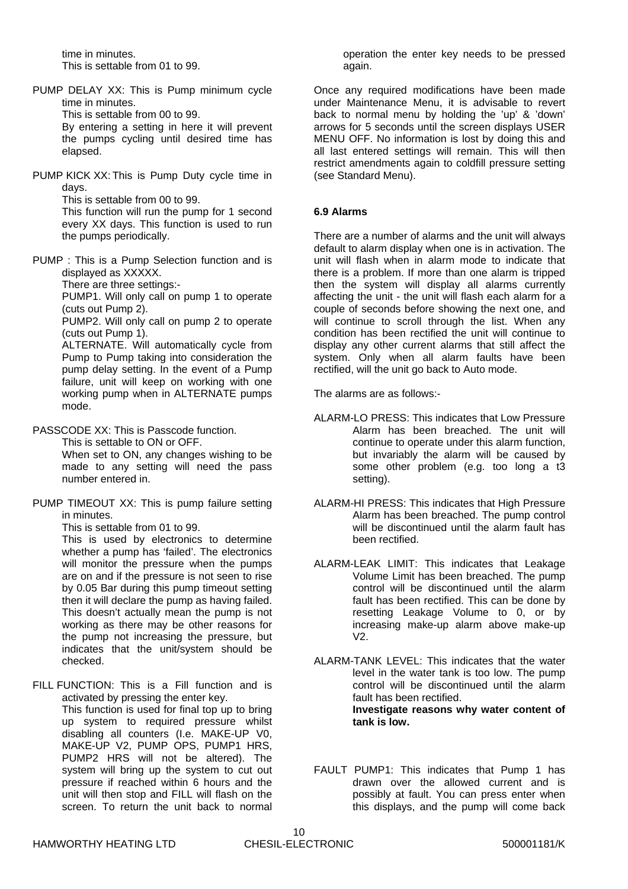time in minutes.
This is settable from 01 to 99.

PUMP DELAY XX: This is Pump minimum cycle time in minutes.
This is settable from 00 to 99.
By entering a setting in here it will prevent the pumps cycling until desired time has elapsed.

PUMP KICK XX: This is Pump Duty cycle time in days.
This is settable from 00 to 99.
This function will run the pump for 1 second every XX days. This function is used to run the pumps periodically.

PUMP : This is a Pump Selection function and is displayed as XXXXX.
There are three settings:-
PUMP1. Will only call on pump 1 to operate (cuts out Pump 2).
PUMP2. Will only call on pump 2 to operate (cuts out Pump 1).
ALTERNATE. Will automatically cycle from Pump to Pump taking into consideration the pump delay setting. In the event of a Pump failure, unit will keep on working with one working pump when in ALTERNATE pumps mode.

PASSCODE XX: This is Passcode function.
This is settable to ON or OFF.
When set to ON, any changes wishing to be made to any setting will need the pass number entered in.

PUMP TIMEOUT XX: This is pump failure setting in minutes.
This is settable from 01 to 99.
This is used by electronics to determine whether a pump has 'failed'. The electronics will monitor the pressure when the pumps are on and if the pressure is not seen to rise by 0.05 Bar during this pump timeout setting then it will declare the pump as having failed. This doesn't actually mean the pump is not working as there may be other reasons for the pump not increasing the pressure, but indicates that the unit/system should be checked.

FILL FUNCTION: This is a Fill function and is activated by pressing the enter key.
This function is used for final top up to bring up system to required pressure whilst disabling all counters (I.e. MAKE-UP V0, MAKE-UP V2, PUMP OPS, PUMP1 HRS, PUMP2 HRS will not be altered). The system will bring up the system to cut out pressure if reached within 6 hours and the unit will then stop and FILL will flash on the screen. To return the unit back to normal operation the enter key needs to be pressed again.

Once any required modifications have been made under Maintenance Menu, it is advisable to revert back to normal menu by holding the 'up' & 'down' arrows for 5 seconds until the screen displays USER MENU OFF. No information is lost by doing this and all last entered settings will remain. This will then restrict amendments again to coldfill pressure setting (see Standard Menu).

### 6.9 Alarms

There are a number of alarms and the unit will always default to alarm display when one is in activation. The unit will flash when in alarm mode to indicate that there is a problem. If more than one alarm is tripped then the system will display all alarms currently affecting the unit - the unit will flash each alarm for a couple of seconds before showing the next one, and will continue to scroll through the list. When any condition has been rectified the unit will continue to display any other current alarms that still affect the system. Only when all alarm faults have been rectified, will the unit go back to Auto mode.

The alarms are as follows:-

ALARM-LO PRESS: This indicates that Low Pressure Alarm has been breached. The unit will continue to operate under this alarm function, but invariably the alarm will be caused by some other problem (e.g. too long a t3 setting).

ALARM-HI PRESS: This indicates that High Pressure Alarm has been breached. The pump control will be discontinued until the alarm fault has been rectified.

ALARM-LEAK LIMIT: This indicates that Leakage Volume Limit has been breached. The pump control will be discontinued until the alarm fault has been rectified. This can be done by resetting Leakage Volume to 0, or by increasing make-up alarm above make-up V2.

ALARM-TANK LEVEL: This indicates that the water level in the water tank is too low. The pump control will be discontinued until the alarm fault has been rectified.
**Investigate reasons why water content of tank is low.**

FAULT PUMP1: This indicates that Pump 1 has drawn over the allowed current and is possibly at fault. You can press enter when this displays, and the pump will come back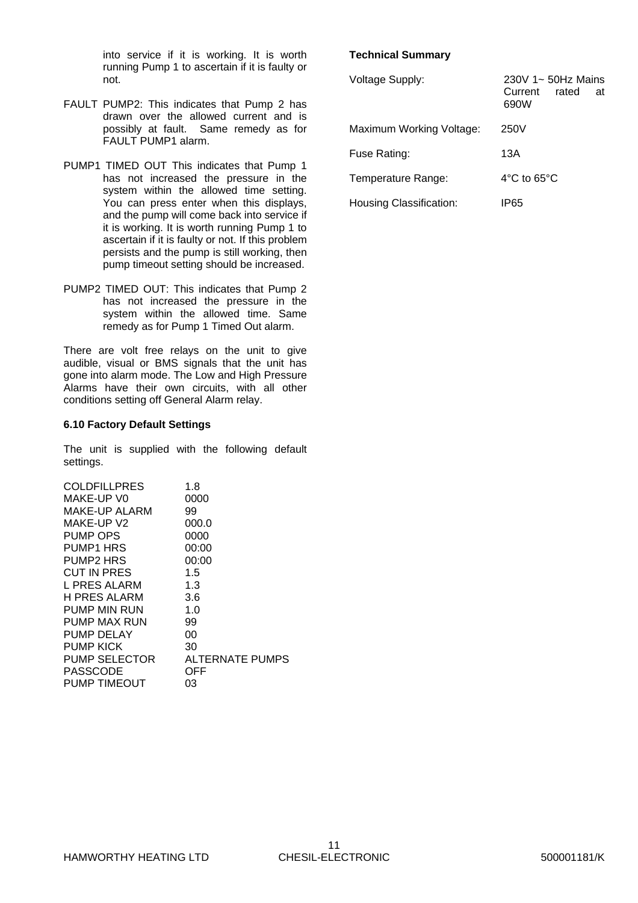into service if it is working. It is worth running Pump 1 to ascertain if it is faulty or not.

FAULT PUMP2: This indicates that Pump 2 has drawn over the allowed current and is possibly at fault. Same remedy as for FAULT PUMP1 alarm.

PUMP1 TIMED OUT This indicates that Pump 1 has not increased the pressure in the system within the allowed time setting. You can press enter when this displays, and the pump will come back into service if it is working. It is worth running Pump 1 to ascertain if it is faulty or not. If this problem persists and the pump is still working, then pump timeout setting should be increased.

PUMP2 TIMED OUT: This indicates that Pump 2 has not increased the pressure in the system within the allowed time. Same remedy as for Pump 1 Timed Out alarm.

There are volt free relays on the unit to give audible, visual or BMS signals that the unit has gone into alarm mode. The Low and High Pressure Alarms have their own circuits, with all other conditions setting off General Alarm relay.

### 6.10 Factory Default Settings

The unit is supplied with the following default settings.

| | |
|---|---|
| COLDFILLPRES | 1.8 |
| MAKE-UP V0 | 0000 |
| MAKE-UP ALARM | 99 |
| MAKE-UP V2 | 000.0 |
| PUMP OPS | 0000 |
| PUMP1 HRS | 00:00 |
| PUMP2 HRS | 00:00 |
| CUT IN PRES | 1.5 |
| L PRES ALARM | 1.3 |
| H PRES ALARM | 3.6 |
| PUMP MIN RUN | 1.0 |
| PUMP MAX RUN | 99 |
| PUMP DELAY | 00 |
| PUMP KICK | 30 |
| PUMP SELECTOR | ALTERNATE PUMPS |
| PASSCODE | OFF |
| PUMP TIMEOUT | 03 |

**Technical Summary**

| | |
|---|---|
| Voltage Supply: | 230V 1~ 50Hz Mains Current rated at 690W |
| Maximum Working Voltage: | 250V |
| Fuse Rating: | 13A |
| Temperature Range: | 4°C to 65°C |
| Housing Classification: | IP65 |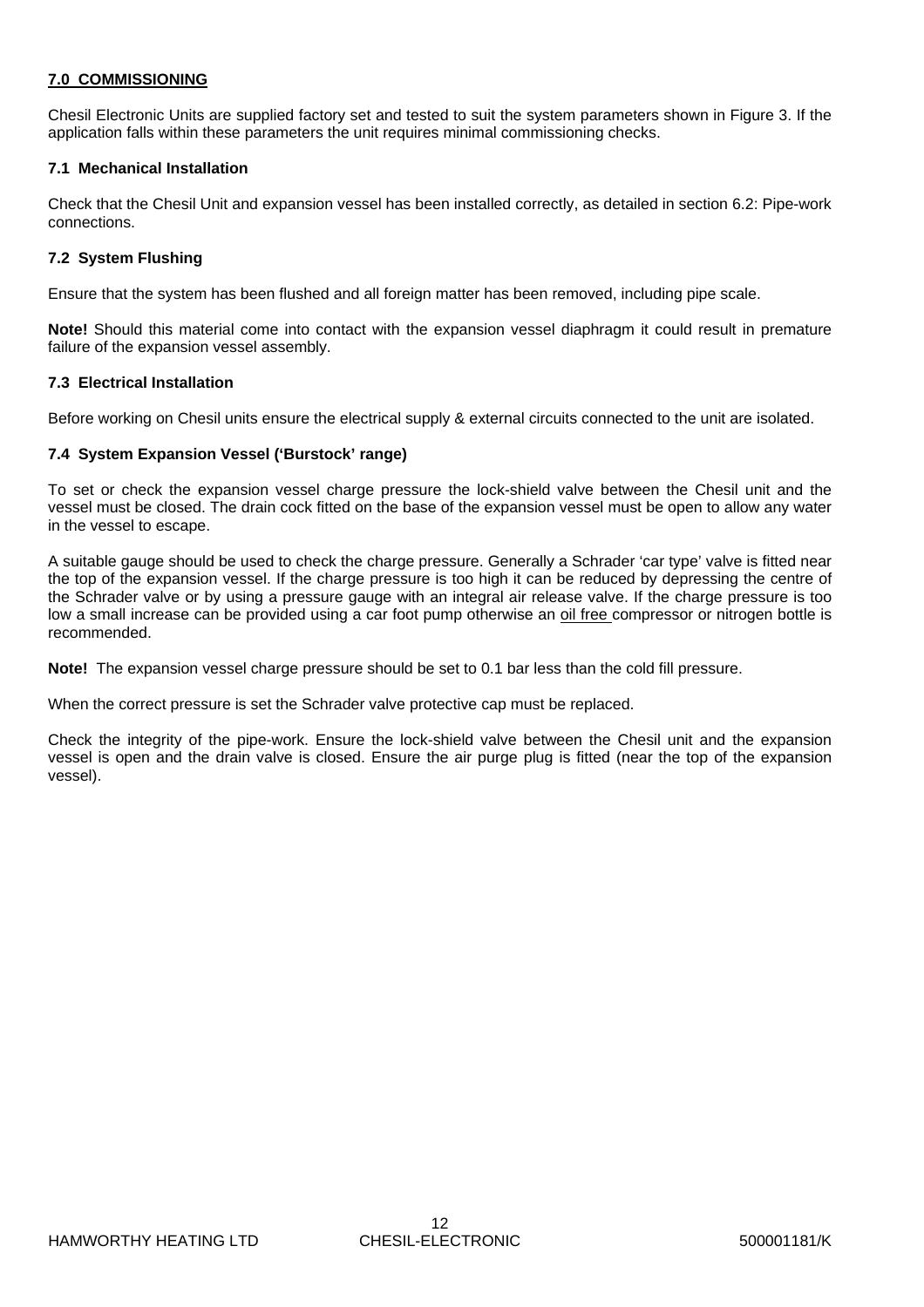## 7.0 COMMISSIONING

Chesil Electronic Units are supplied factory set and tested to suit the system parameters shown in Figure 3. If the application falls within these parameters the unit requires minimal commissioning checks.

### 7.1 Mechanical Installation

Check that the Chesil Unit and expansion vessel has been installed correctly, as detailed in section 6.2: Pipe-work connections.

### 7.2 System Flushing

Ensure that the system has been flushed and all foreign matter has been removed, including pipe scale.

**Note!** Should this material come into contact with the expansion vessel diaphragm it could result in premature failure of the expansion vessel assembly.

### 7.3 Electrical Installation

Before working on Chesil units ensure the electrical supply & external circuits connected to the unit are isolated.

### 7.4 System Expansion Vessel ('Burstock' range)

To set or check the expansion vessel charge pressure the lock-shield valve between the Chesil unit and the vessel must be closed. The drain cock fitted on the base of the expansion vessel must be open to allow any water in the vessel to escape.

A suitable gauge should be used to check the charge pressure. Generally a Schrader 'car type' valve is fitted near the top of the expansion vessel. If the charge pressure is too high it can be reduced by depressing the centre of the Schrader valve or by using a pressure gauge with an integral air release valve. If the charge pressure is too low a small increase can be provided using a car foot pump otherwise an <u>oil free</u> compressor or nitrogen bottle is recommended.

**Note!** The expansion vessel charge pressure should be set to 0.1 bar less than the cold fill pressure.

When the correct pressure is set the Schrader valve protective cap must be replaced.

Check the integrity of the pipe-work. Ensure the lock-shield valve between the Chesil unit and the expansion vessel is open and the drain valve is closed. Ensure the air purge plug is fitted (near the top of the expansion vessel).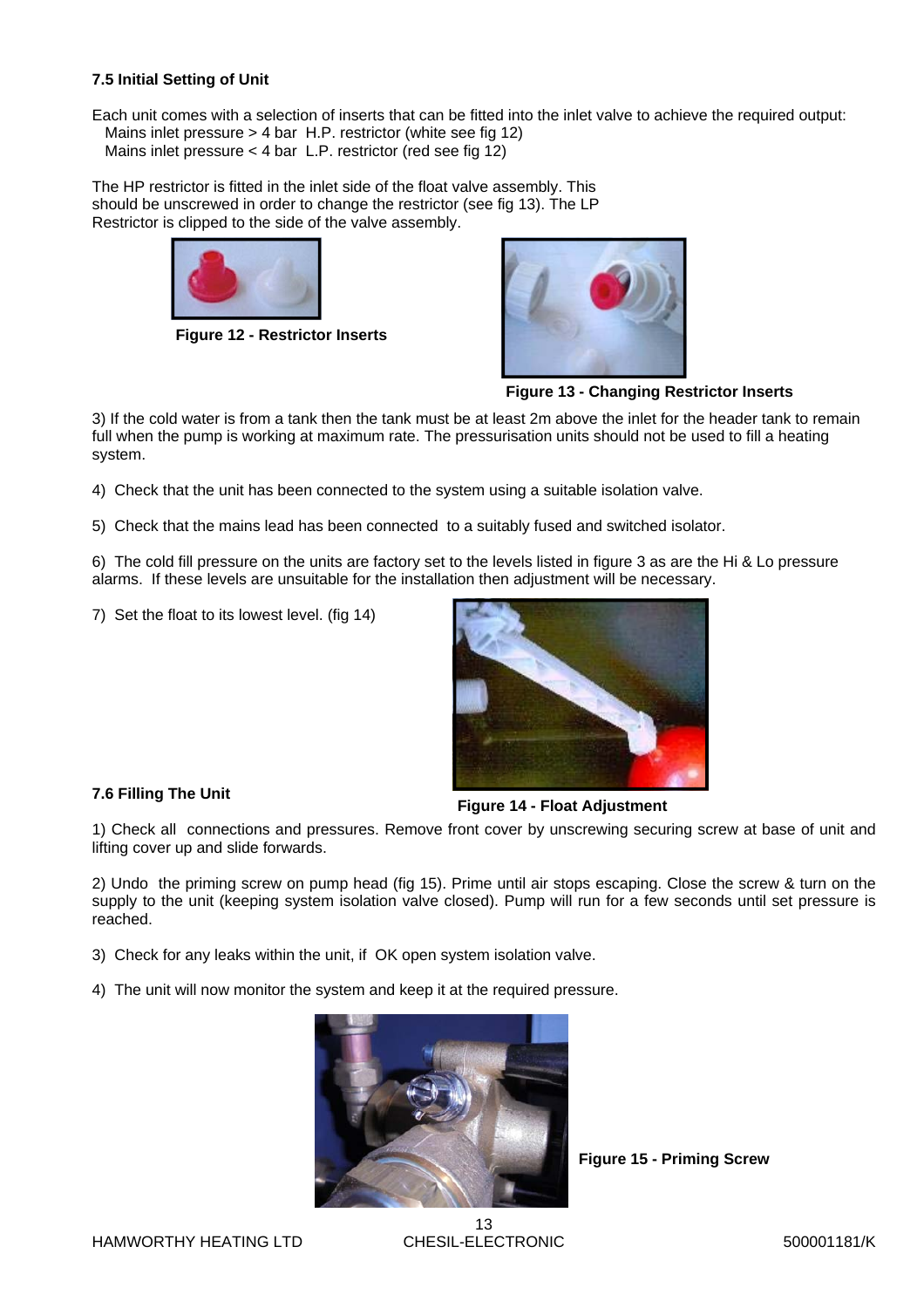### 7.5 Initial Setting of Unit

Each unit comes with a selection of inserts that can be fitted into the inlet valve to achieve the required output:

- Mains inlet pressure > 4 bar  H.P. restrictor (white see fig 12)
- Mains inlet pressure < 4 bar  L.P. restrictor (red see fig 12)

The HP restrictor is fitted in the inlet side of the float valve assembly. This should be unscrewed in order to change the restrictor (see fig 13). The LP Restrictor is clipped to the side of the valve assembly.

**Figure 12 - Restrictor Inserts**

**Figure 13 - Changing Restrictor Inserts**

3) If the cold water is from a tank then the tank must be at least 2m above the inlet for the header tank to remain full when the pump is working at maximum rate. The pressurisation units should not be used to fill a heating system.

4) Check that the unit has been connected to the system using a suitable isolation valve.

5) Check that the mains lead has been connected to a suitably fused and switched isolator.

6) The cold fill pressure on the units are factory set to the levels listed in figure 3 as are the Hi & Lo pressure alarms. If these levels are unsuitable for the installation then adjustment will be necessary.

7) Set the float to its lowest level. (fig 14)

**Figure 14 - Float Adjustment**

### 7.6 Filling The Unit

1) Check all connections and pressures. Remove front cover by unscrewing securing screw at base of unit and lifting cover up and slide forwards.

2) Undo the priming screw on pump head (fig 15). Prime until air stops escaping. Close the screw & turn on the supply to the unit (keeping system isolation valve closed). Pump will run for a few seconds until set pressure is reached.

3) Check for any leaks within the unit, if OK open system isolation valve.

4) The unit will now monitor the system and keep it at the required pressure.

**Figure 15 - Priming Screw**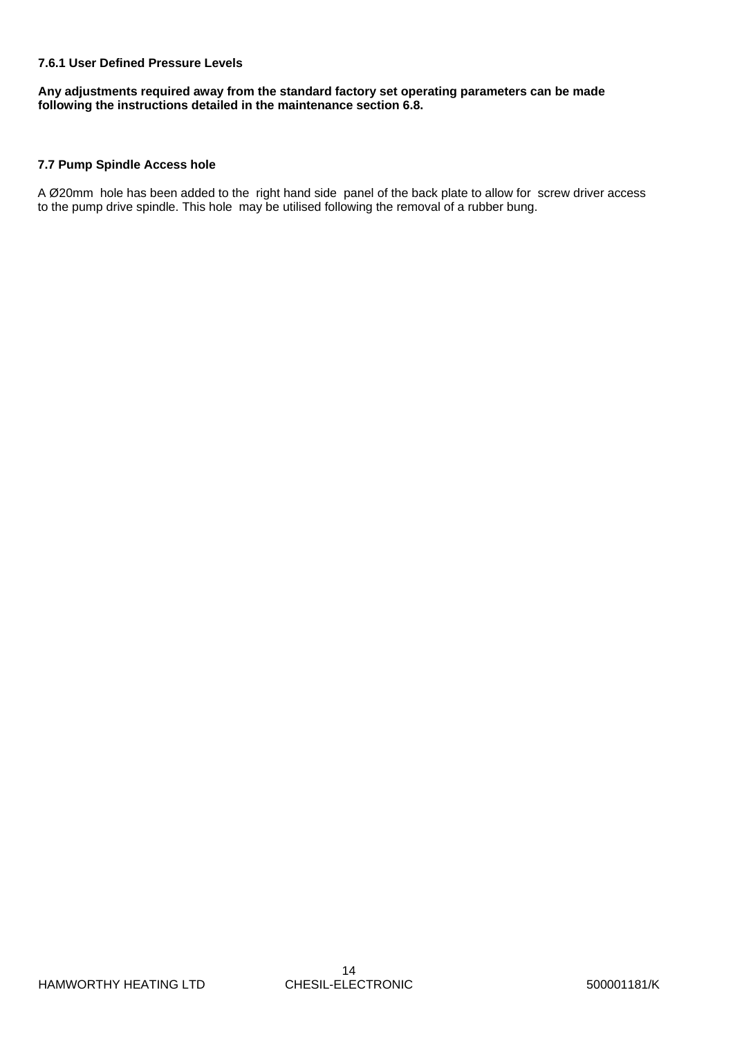#### 7.6.1 User Defined Pressure Levels

**Any adjustments required away from the standard factory set operating parameters can be made following the instructions detailed in the maintenance section 6.8.**

### 7.7 Pump Spindle Access hole

A Ø20mm hole has been added to the right hand side panel of the back plate to allow for screw driver access to the pump drive spindle. This hole may be utilised following the removal of a rubber bung.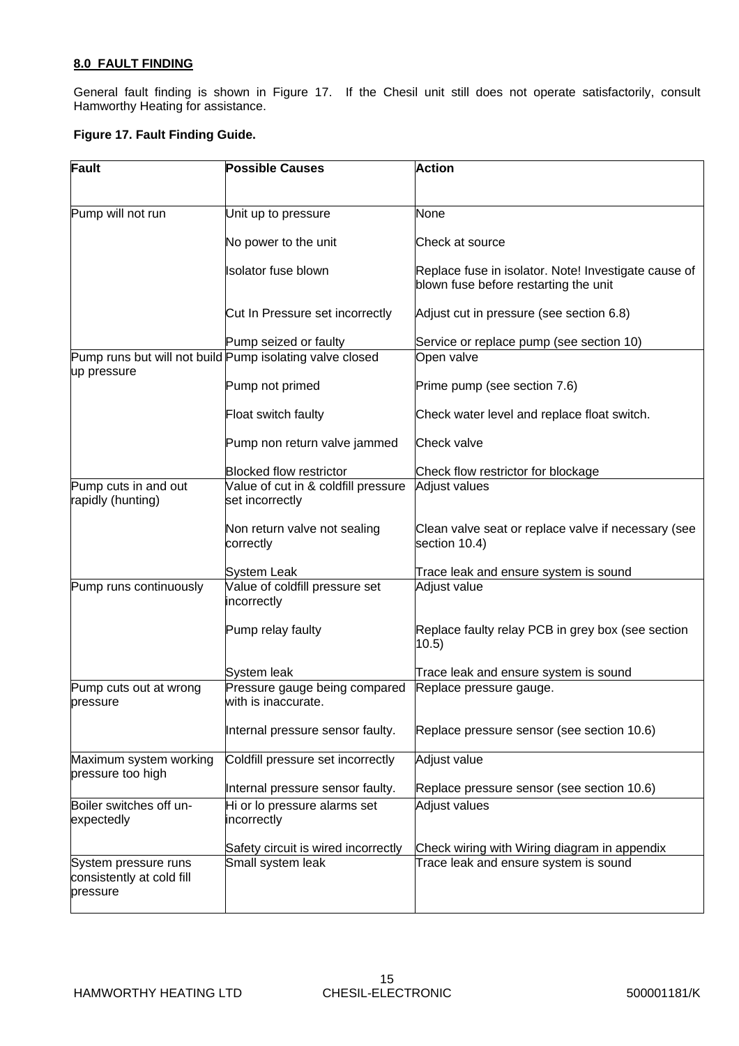## 8.0 FAULT FINDING

General fault finding is shown in Figure 17. If the Chesil unit still does not operate satisfactorily, consult Hamworthy Heating for assistance.

**Figure 17. Fault Finding Guide.**

| Fault | Possible Causes | Action |
|---|---|---|
| Pump will not run | Unit up to pressure | None |
| | No power to the unit | Check at source |
| | Isolator fuse blown | Replace fuse in isolator. Note! Investigate cause of blown fuse before restarting the unit |
| | Cut In Pressure set incorrectly | Adjust cut in pressure (see section 6.8) |
| | Pump seized or faulty | Service or replace pump (see section 10) |
| Pump runs but will not build up pressure | Pump isolating valve closed | Open valve |
| | Pump not primed | Prime pump (see section 7.6) |
| | Float switch faulty | Check water level and replace float switch. |
| | Pump non return valve jammed | Check valve |
| | Blocked flow restrictor | Check flow restrictor for blockage |
| Pump cuts in and out rapidly (hunting) | Value of cut in & coldfill pressure set incorrectly | Adjust values |
| | Non return valve not sealing correctly | Clean valve seat or replace valve if necessary (see section 10.4) |
| | System Leak | Trace leak and ensure system is sound |
| Pump runs continuously | Value of coldfill pressure set incorrectly | Adjust value |
| | Pump relay faulty | Replace faulty relay PCB in grey box (see section 10.5) |
| | System leak | Trace leak and ensure system is sound |
| Pump cuts out at wrong pressure | Pressure gauge being compared with is inaccurate. | Replace pressure gauge. |
| | Internal pressure sensor faulty. | Replace pressure sensor (see section 10.6) |
| Maximum system working pressure too high | Coldfill pressure set incorrectly | Adjust value |
| | Internal pressure sensor faulty. | Replace pressure sensor (see section 10.6) |
| Boiler switches off un-expectedly | Hi or lo pressure alarms set incorrectly | Adjust values |
| | Safety circuit is wired incorrectly | Check wiring with Wiring diagram in appendix |
| System pressure runs consistently at cold fill pressure | Small system leak | Trace leak and ensure system is sound |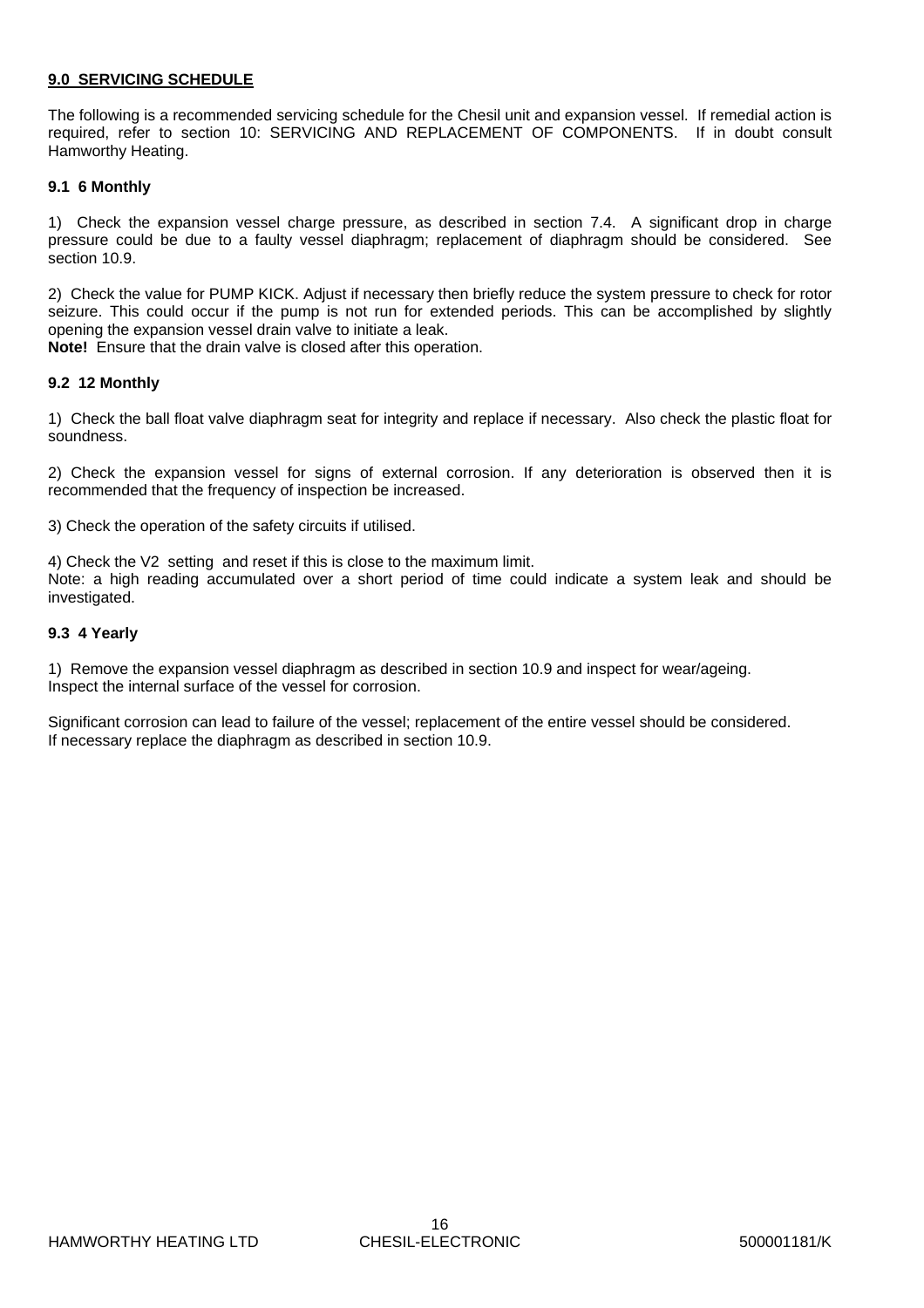## 9.0 SERVICING SCHEDULE

The following is a recommended servicing schedule for the Chesil unit and expansion vessel. If remedial action is required, refer to section 10: SERVICING AND REPLACEMENT OF COMPONENTS. If in doubt consult Hamworthy Heating.

### 9.1 6 Monthly

1) Check the expansion vessel charge pressure, as described in section 7.4. A significant drop in charge pressure could be due to a faulty vessel diaphragm; replacement of diaphragm should be considered. See section 10.9.

2) Check the value for PUMP KICK. Adjust if necessary then briefly reduce the system pressure to check for rotor seizure. This could occur if the pump is not run for extended periods. This can be accomplished by slightly opening the expansion vessel drain valve to initiate a leak.
**Note!** Ensure that the drain valve is closed after this operation.

### 9.2 12 Monthly

1) Check the ball float valve diaphragm seat for integrity and replace if necessary. Also check the plastic float for soundness.

2) Check the expansion vessel for signs of external corrosion. If any deterioration is observed then it is recommended that the frequency of inspection be increased.

3) Check the operation of the safety circuits if utilised.

4) Check the V2 setting and reset if this is close to the maximum limit.
Note: a high reading accumulated over a short period of time could indicate a system leak and should be investigated.

### 9.3 4 Yearly

1) Remove the expansion vessel diaphragm as described in section 10.9 and inspect for wear/ageing.
Inspect the internal surface of the vessel for corrosion.

Significant corrosion can lead to failure of the vessel; replacement of the entire vessel should be considered.
If necessary replace the diaphragm as described in section 10.9.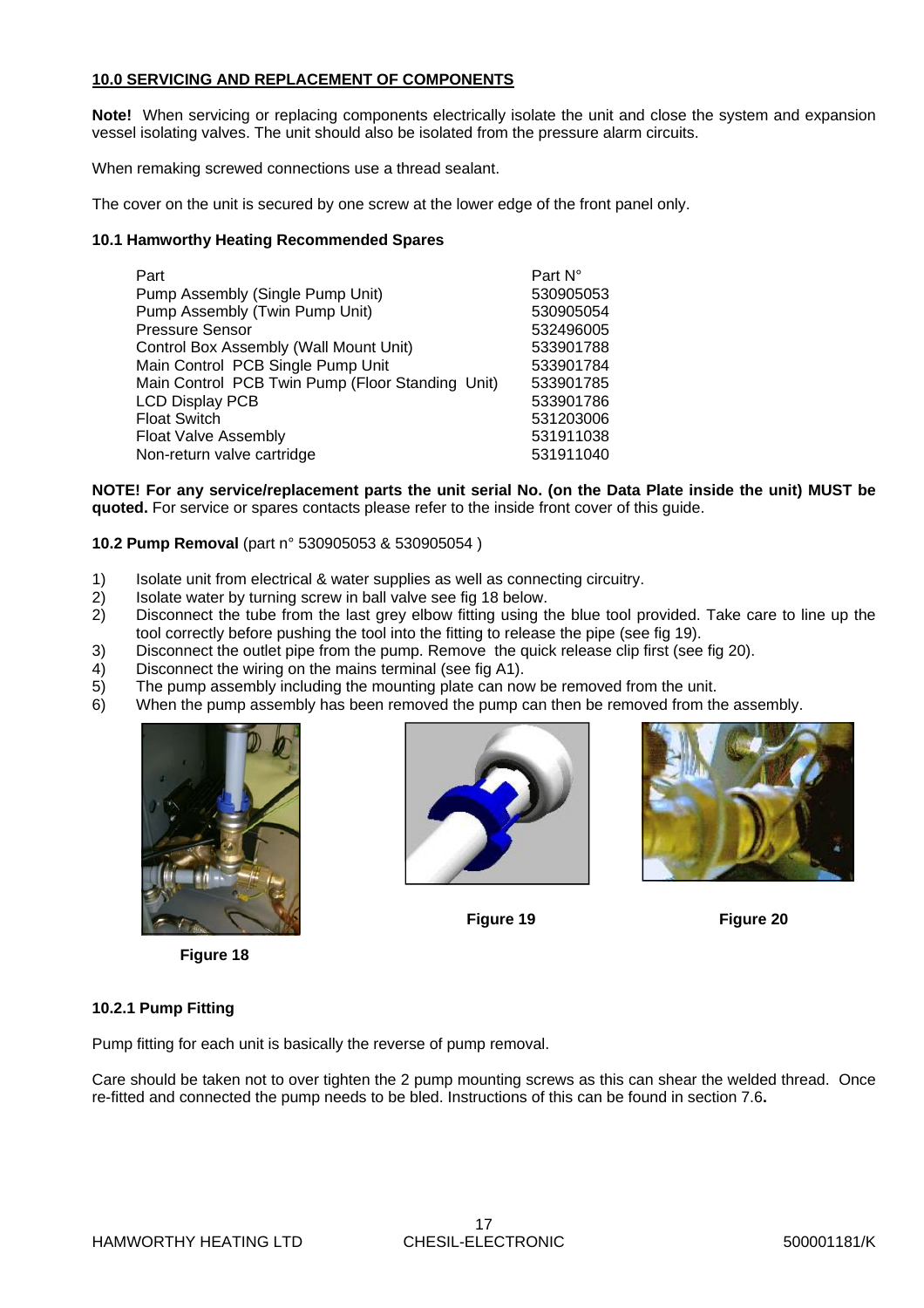## 10.0 SERVICING AND REPLACEMENT OF COMPONENTS

**Note!** When servicing or replacing components electrically isolate the unit and close the system and expansion vessel isolating valves. The unit should also be isolated from the pressure alarm circuits.

When remaking screwed connections use a thread sealant.

The cover on the unit is secured by one screw at the lower edge of the front panel only.

### 10.1 Hamworthy Heating Recommended Spares

| Part | Part N° |
|---|---|
| Pump Assembly (Single Pump Unit) | 530905053 |
| Pump Assembly (Twin Pump Unit) | 530905054 |
| Pressure Sensor | 532496005 |
| Control Box Assembly (Wall Mount Unit) | 533901788 |
| Main Control PCB Single Pump Unit | 533901784 |
| Main Control PCB Twin Pump (Floor Standing Unit) | 533901785 |
| LCD Display PCB | 533901786 |
| Float Switch | 531203006 |
| Float Valve Assembly | 531911038 |
| Non-return valve cartridge | 531911040 |

**NOTE! For any service/replacement parts the unit serial No. (on the Data Plate inside the unit) MUST be quoted.** For service or spares contacts please refer to the inside front cover of this guide.

### 10.2 Pump Removal (part n° 530905053 & 530905054 )

1) Isolate unit from electrical & water supplies as well as connecting circuitry.
2) Isolate water by turning screw in ball valve see fig 18 below.
2) Disconnect the tube from the last grey elbow fitting using the blue tool provided. Take care to line up the tool correctly before pushing the tool into the fitting to release the pipe (see fig 19).
3) Disconnect the outlet pipe from the pump. Remove the quick release clip first (see fig 20).
4) Disconnect the wiring on the mains terminal (see fig A1).
5) The pump assembly including the mounting plate can now be removed from the unit.
6) When the pump assembly has been removed the pump can then be removed from the assembly.

**Figure 18**

**Figure 19**

**Figure 20**

#### 10.2.1 Pump Fitting

Pump fitting for each unit is basically the reverse of pump removal.

Care should be taken not to over tighten the 2 pump mounting screws as this can shear the welded thread. Once re-fitted and connected the pump needs to be bled. Instructions of this can be found in section 7.6**.**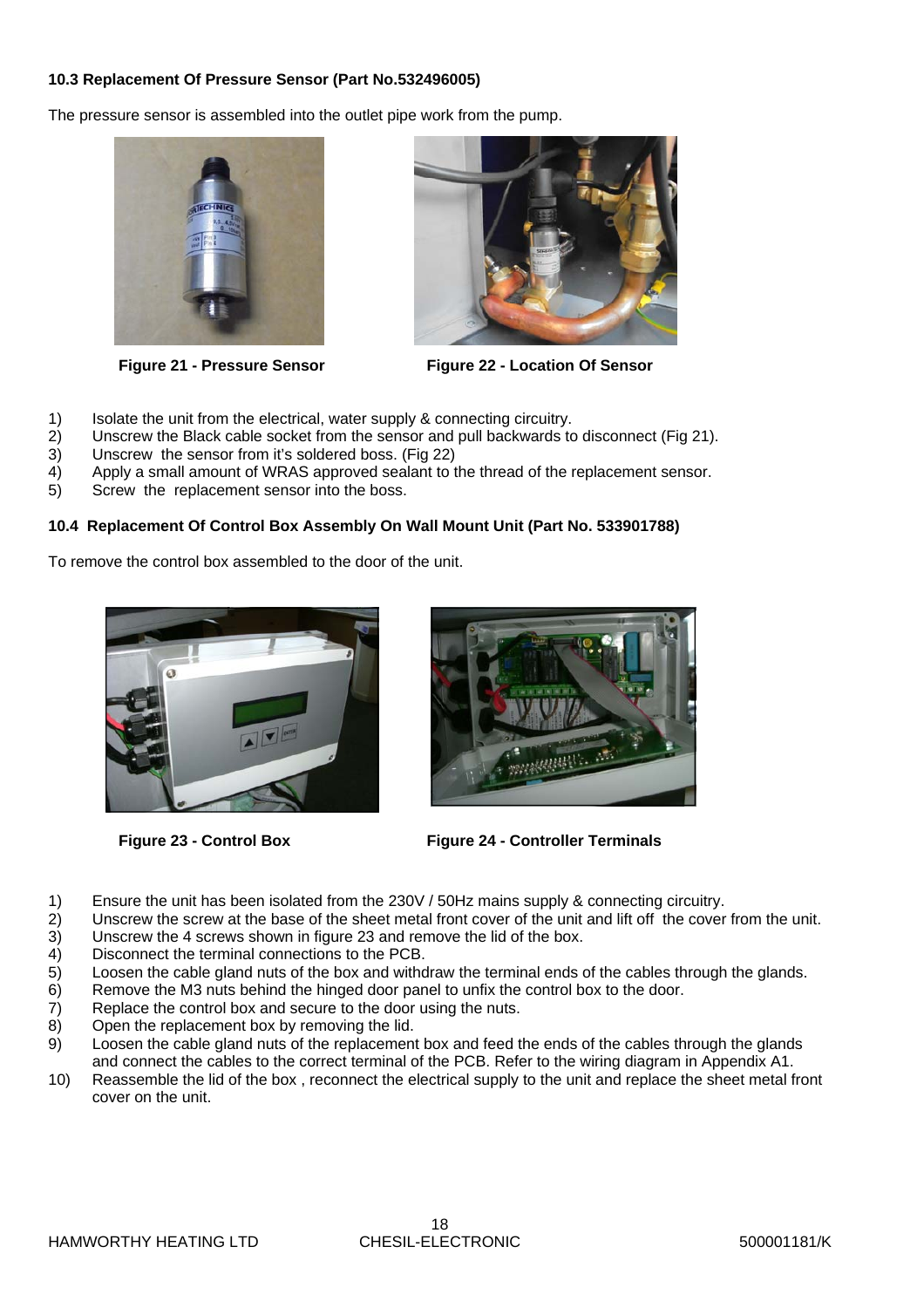### 10.3 Replacement Of Pressure Sensor (Part No.532496005)

The pressure sensor is assembled into the outlet pipe work from the pump.

**Figure 21 - Pressure Sensor**

**Figure 22 - Location Of Sensor**

1) Isolate the unit from the electrical, water supply & connecting circuitry.
2) Unscrew the Black cable socket from the sensor and pull backwards to disconnect (Fig 21).
3) Unscrew the sensor from it's soldered boss. (Fig 22)
4) Apply a small amount of WRAS approved sealant to the thread of the replacement sensor.
5) Screw the replacement sensor into the boss.

### 10.4 Replacement Of Control Box Assembly On Wall Mount Unit (Part No. 533901788)

To remove the control box assembled to the door of the unit.

**Figure 23 - Control Box**

**Figure 24 - Controller Terminals**

1) Ensure the unit has been isolated from the 230V / 50Hz mains supply & connecting circuitry.
2) Unscrew the screw at the base of the sheet metal front cover of the unit and lift off the cover from the unit.
3) Unscrew the 4 screws shown in figure 23 and remove the lid of the box.
4) Disconnect the terminal connections to the PCB.
5) Loosen the cable gland nuts of the box and withdraw the terminal ends of the cables through the glands.
6) Remove the M3 nuts behind the hinged door panel to unfix the control box to the door.
7) Replace the control box and secure to the door using the nuts.
8) Open the replacement box by removing the lid.
9) Loosen the cable gland nuts of the replacement box and feed the ends of the cables through the glands and connect the cables to the correct terminal of the PCB. Refer to the wiring diagram in Appendix A1.
10) Reassemble the lid of the box , reconnect the electrical supply to the unit and replace the sheet metal front cover on the unit.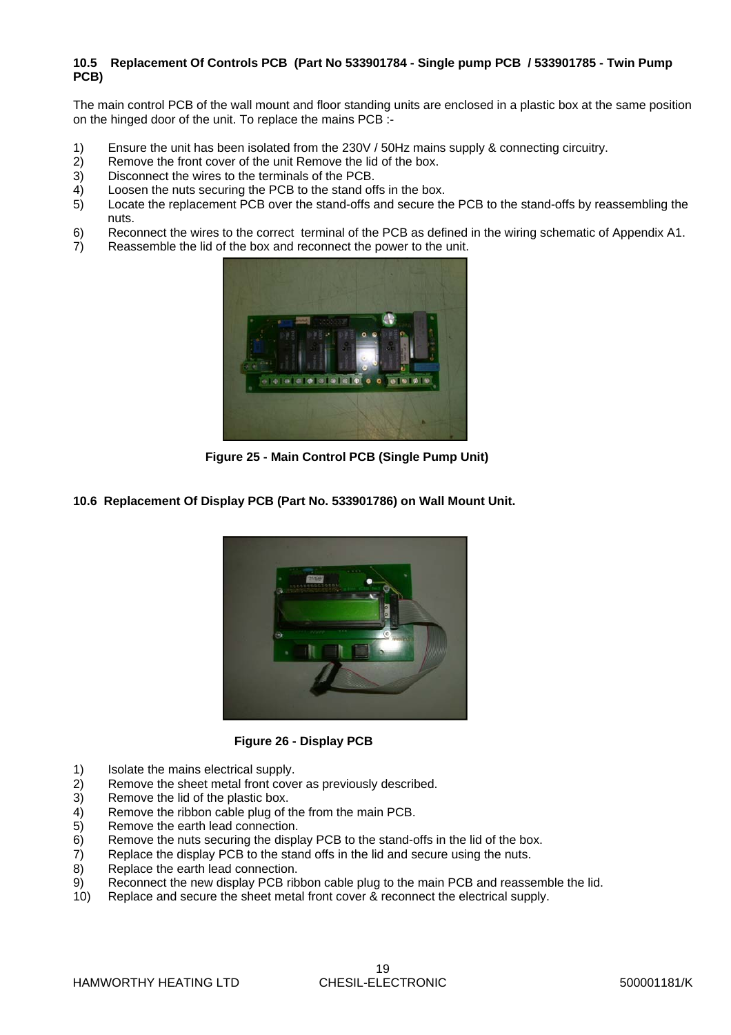### 10.5 Replacement Of Controls PCB (Part No 533901784 - Single pump PCB / 533901785 - Twin Pump PCB)

The main control PCB of the wall mount and floor standing units are enclosed in a plastic box at the same position on the hinged door of the unit. To replace the mains PCB :-

1) Ensure the unit has been isolated from the 230V / 50Hz mains supply & connecting circuitry.
2) Remove the front cover of the unit Remove the lid of the box.
3) Disconnect the wires to the terminals of the PCB.
4) Loosen the nuts securing the PCB to the stand offs in the box.
5) Locate the replacement PCB over the stand-offs and secure the PCB to the stand-offs by reassembling the nuts.
6) Reconnect the wires to the correct terminal of the PCB as defined in the wiring schematic of Appendix A1.
7) Reassemble the lid of the box and reconnect the power to the unit.

**Figure 25 - Main Control PCB (Single Pump Unit)**

### 10.6 Replacement Of Display PCB (Part No. 533901786) on Wall Mount Unit.

**Figure 26 - Display PCB**

1) Isolate the mains electrical supply.
2) Remove the sheet metal front cover as previously described.
3) Remove the lid of the plastic box.
4) Remove the ribbon cable plug of the from the main PCB.
5) Remove the earth lead connection.
6) Remove the nuts securing the display PCB to the stand-offs in the lid of the box.
7) Replace the display PCB to the stand offs in the lid and secure using the nuts.
8) Replace the earth lead connection.
9) Reconnect the new display PCB ribbon cable plug to the main PCB and reassemble the lid.
10) Replace and secure the sheet metal front cover & reconnect the electrical supply.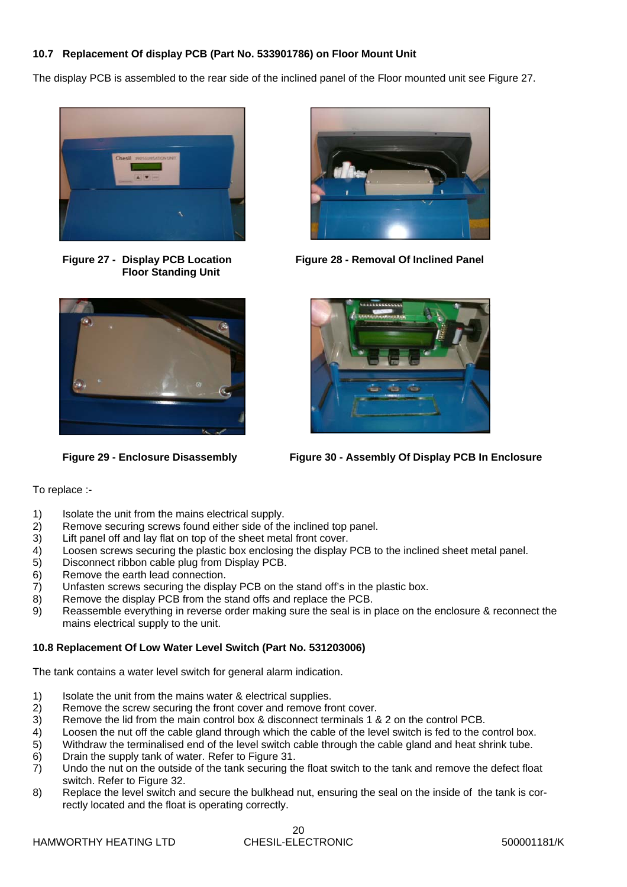### 10.7 Replacement Of display PCB (Part No. 533901786) on Floor Mount Unit

The display PCB is assembled to the rear side of the inclined panel of the Floor mounted unit see Figure 27.

**Figure 27 - Display PCB Location Floor Standing Unit**

**Figure 28 - Removal Of Inclined Panel**

**Figure 29 - Enclosure Disassembly**

**Figure 30 - Assembly Of Display PCB In Enclosure**

To replace :-

1) Isolate the unit from the mains electrical supply.
2) Remove securing screws found either side of the inclined top panel.
3) Lift panel off and lay flat on top of the sheet metal front cover.
4) Loosen screws securing the plastic box enclosing the display PCB to the inclined sheet metal panel.
5) Disconnect ribbon cable plug from Display PCB.
6) Remove the earth lead connection.
7) Unfasten screws securing the display PCB on the stand off's in the plastic box.
8) Remove the display PCB from the stand offs and replace the PCB.
9) Reassemble everything in reverse order making sure the seal is in place on the enclosure & reconnect the mains electrical supply to the unit.

### 10.8 Replacement Of Low Water Level Switch (Part No. 531203006)

The tank contains a water level switch for general alarm indication.

1) Isolate the unit from the mains water & electrical supplies.
2) Remove the screw securing the front cover and remove front cover.
3) Remove the lid from the main control box & disconnect terminals 1 & 2 on the control PCB.
4) Loosen the nut off the cable gland through which the cable of the level switch is fed to the control box.
5) Withdraw the terminalised end of the level switch cable through the cable gland and heat shrink tube.
6) Drain the supply tank of water. Refer to Figure 31.
7) Undo the nut on the outside of the tank securing the float switch to the tank and remove the defect float switch. Refer to Figure 32.
8) Replace the level switch and secure the bulkhead nut, ensuring the seal on the inside of the tank is correctly located and the float is operating correctly.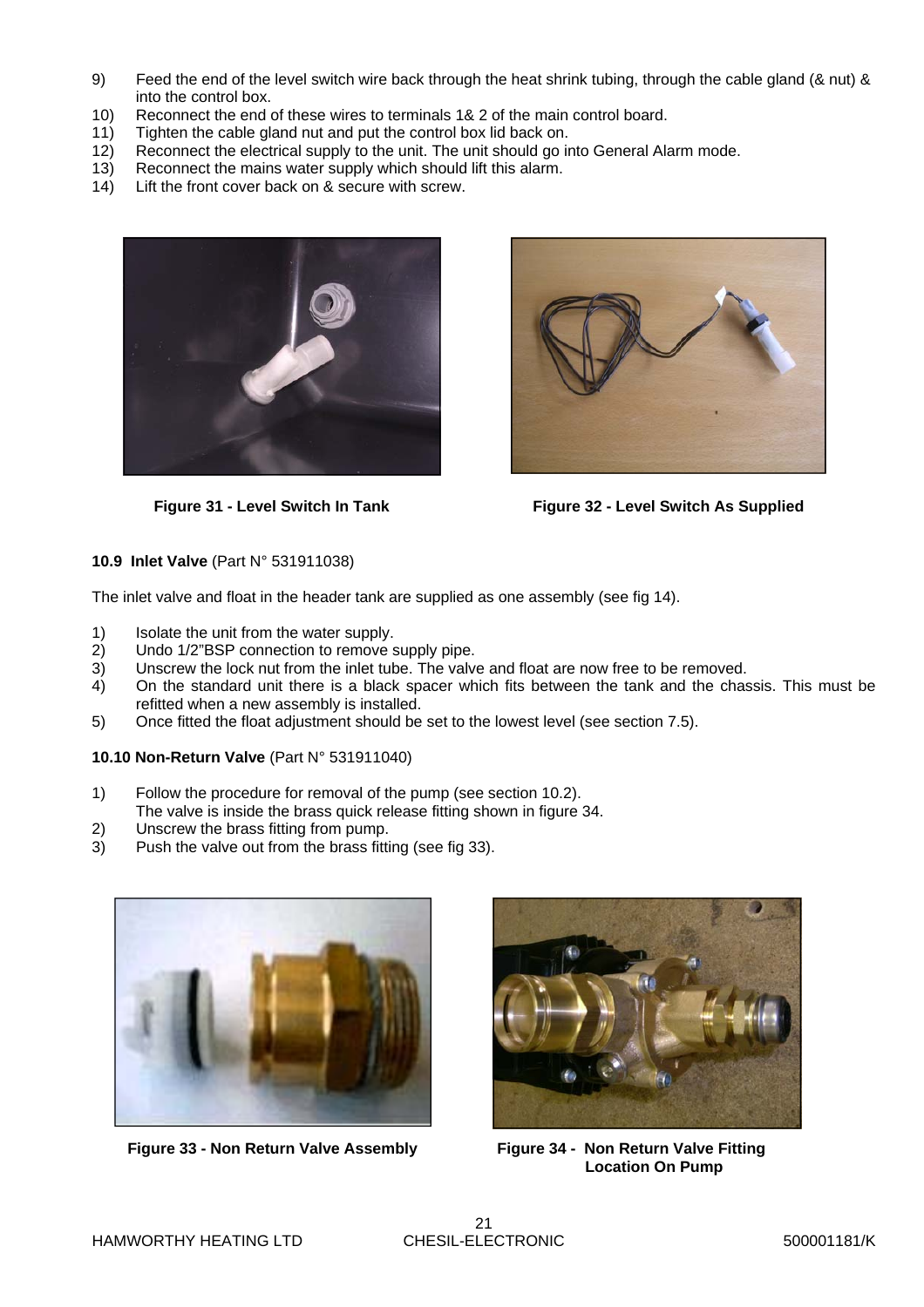9) Feed the end of the level switch wire back through the heat shrink tubing, through the cable gland (& nut) & into the control box.
10) Reconnect the end of these wires to terminals 1& 2 of the main control board.
11) Tighten the cable gland nut and put the control box lid back on.
12) Reconnect the electrical supply to the unit. The unit should go into General Alarm mode.
13) Reconnect the mains water supply which should lift this alarm.
14) Lift the front cover back on & secure with screw.

**Figure 31 - Level Switch In Tank**

**Figure 32 - Level Switch As Supplied**

### 10.9 Inlet Valve (Part N° 531911038)

The inlet valve and float in the header tank are supplied as one assembly (see fig 14).

1) Isolate the unit from the water supply.
2) Undo 1/2"BSP connection to remove supply pipe.
3) Unscrew the lock nut from the inlet tube. The valve and float are now free to be removed.
4) On the standard unit there is a black spacer which fits between the tank and the chassis. This must be refitted when a new assembly is installed.
5) Once fitted the float adjustment should be set to the lowest level (see section 7.5).

### 10.10 Non-Return Valve (Part N° 531911040)

1) Follow the procedure for removal of the pump (see section 10.2).
   The valve is inside the brass quick release fitting shown in figure 34.
2) Unscrew the brass fitting from pump.
3) Push the valve out from the brass fitting (see fig 33).

**Figure 33 - Non Return Valve Assembly**

**Figure 34 - Non Return Valve Fitting Location On Pump**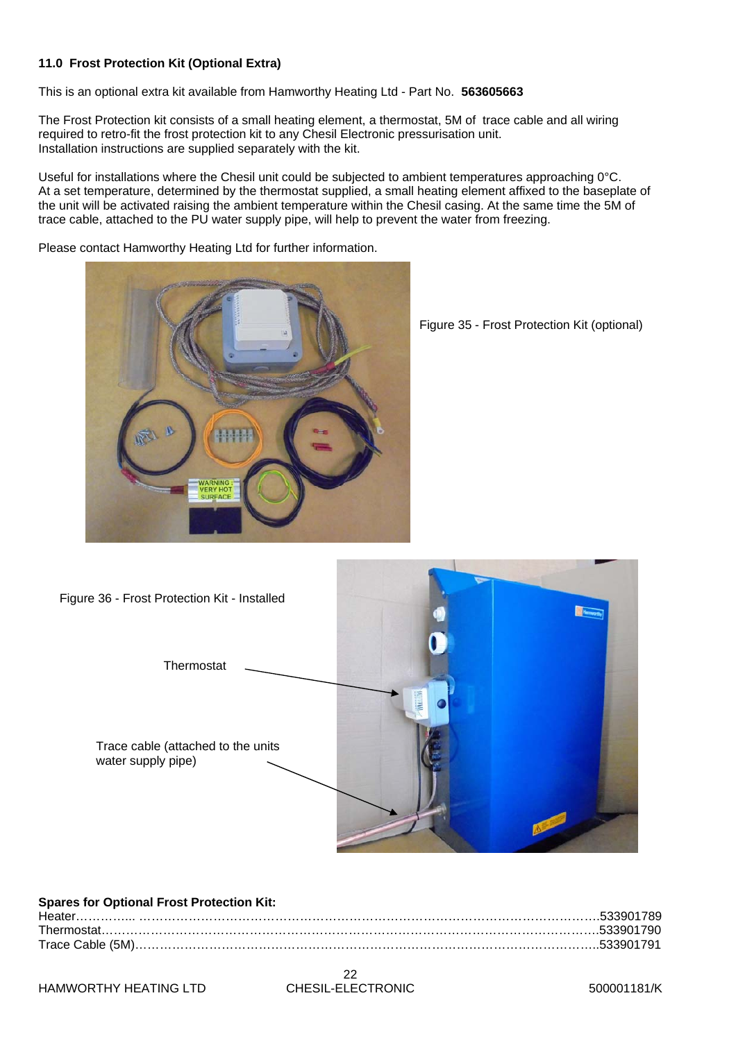### 11.0 Frost Protection Kit (Optional Extra)

This is an optional extra kit available from Hamworthy Heating Ltd - Part No. **563605663**

The Frost Protection kit consists of a small heating element, a thermostat, 5M of trace cable and all wiring required to retro-fit the frost protection kit to any Chesil Electronic pressurisation unit.
Installation instructions are supplied separately with the kit.

Useful for installations where the Chesil unit could be subjected to ambient temperatures approaching 0°C.
At a set temperature, determined by the thermostat supplied, a small heating element affixed to the baseplate of the unit will be activated raising the ambient temperature within the Chesil casing. At the same time the 5M of trace cable, attached to the PU water supply pipe, will help to prevent the water from freezing.

Please contact Hamworthy Heating Ltd for further information.

Figure 35 - Frost Protection Kit (optional)

Figure 36 - Frost Protection Kit - Installed

Thermostat

Trace cable (attached to the units water supply pipe)

**Spares for Optional Frost Protection Kit:**

Heater………….. ……………………………………………………………………………………….533901789
Thermostat……………………………………………………………………………………………….533901790
Trace Cable (5M)………………………………………………………………………………………..533901791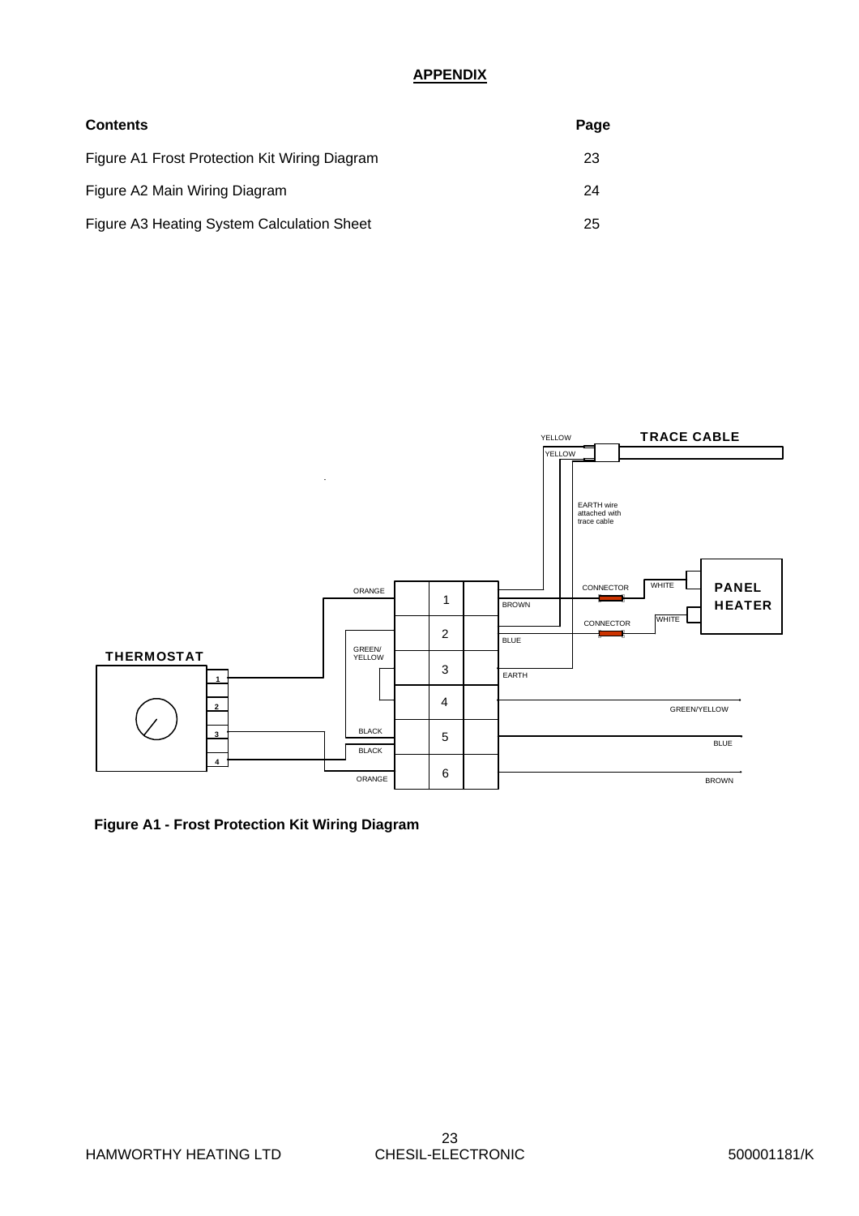**APPENDIX**

| Contents | Page |
| --- | --- |
| Figure A1 Frost Protection Kit Wiring Diagram | 23 |
| Figure A2 Main Wiring Diagram | 24 |
| Figure A3 Heating System Calculation Sheet | 25 |

**Figure A1 - Frost Protection Kit Wiring Diagram**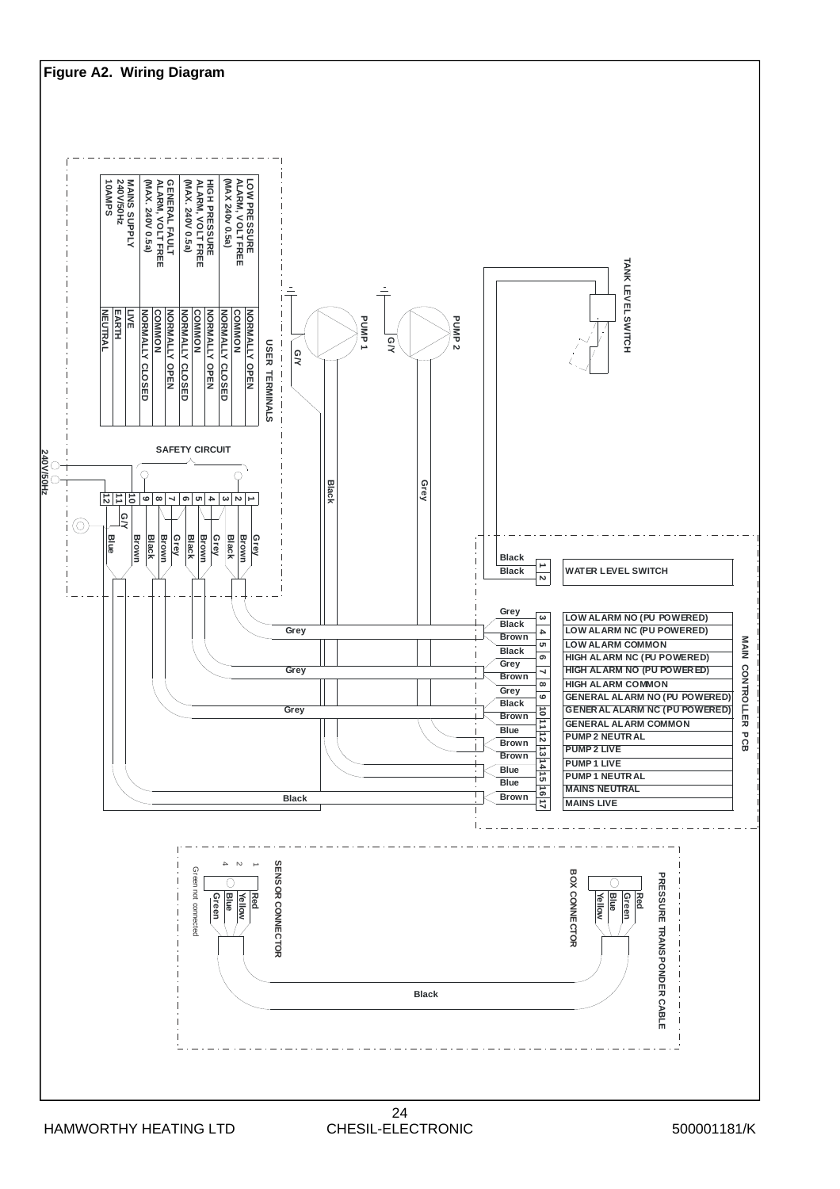**Figure A2. Wiring Diagram**

USER TERMINALS

| | |
|---|---|
| LOW PRESSURE ALARM, VOLT FREE (MAX 240v 0.5a) | NORMALLY OPEN |
| | COMMON |
| | NORMALLY CLOSED |
| HIGH PRESSURE ALARM, VOLT FREE (MAX. 240V 0.5a) | NORMALLY OPEN |
| | COMMON |
| | NORMALLY CLOSED |
| GENERAL FAULT ALARM, VOLT FREE (MAX. 240V 0.5a) | NORMALLY OPEN |
| | COMMON |
| | NORMALLY CLOSED |
| MAINS SUPPLY 240V/50Hz 10AMPS | LIVE |
| | EARTH |
| | NEUTRAL |

SAFETY CIRCUIT

240V/50Hz

PUMP 1 — G/Y — Black

PUMP 2 — G/Y — Grey

TANK LEVEL SWITCH

MAIN CONTROLLER PCB

| Terminal | Wire | Function |
|---|---|---|
| 1 | Black | WATER LEVEL SWITCH |
| 2 | Black | WATER LEVEL SWITCH |
| 3 | Grey | LOW ALARM NO (PU POWERED) |
| 4 | Black | LOW ALARM NC (PU POWERED) |
| 5 | Brown | LOW ALARM COMMON |
| 6 | Black | HIGH ALARM NC (PU POWERED) |
| 7 | Grey | HIGH ALARM NO (PU POWERED) |
| 8 | Brown | HIGH ALARM COMMON |
| 9 | Grey | GENERAL ALARM NO (PU POWERED) |
| 10 | Black | GENERAL ALARM NC (PU POWERED) |
| 11 | Brown | GENERAL ALARM COMMON |
| 12 | Blue | PUMP 2 NEUTRAL |
| 13 | Brown | PUMP 2 LIVE |
| 14 | Brown | PUMP 1 LIVE |
| 15 | Blue | PUMP 1 NEUTRAL |
| 16 | Blue | MAINS NEUTRAL |
| 17 | Brown | MAINS LIVE |

Safety circuit terminals: 1 Grey, 2 Brown, 3 Black, 4 Grey, 5 Brown, 6 Black, 7 Grey, 8 Brown, 9 Black, 10 Brown, 11 G/Y, 12 Blue

PRESSURE TRANSPONDER CABLE

SENSOR CONNECTOR: 1 Red, 2 Yellow, 3 Blue, 4 Green — Green not connected

BOX CONNECTOR: Red, Green, Blue, Yellow

Black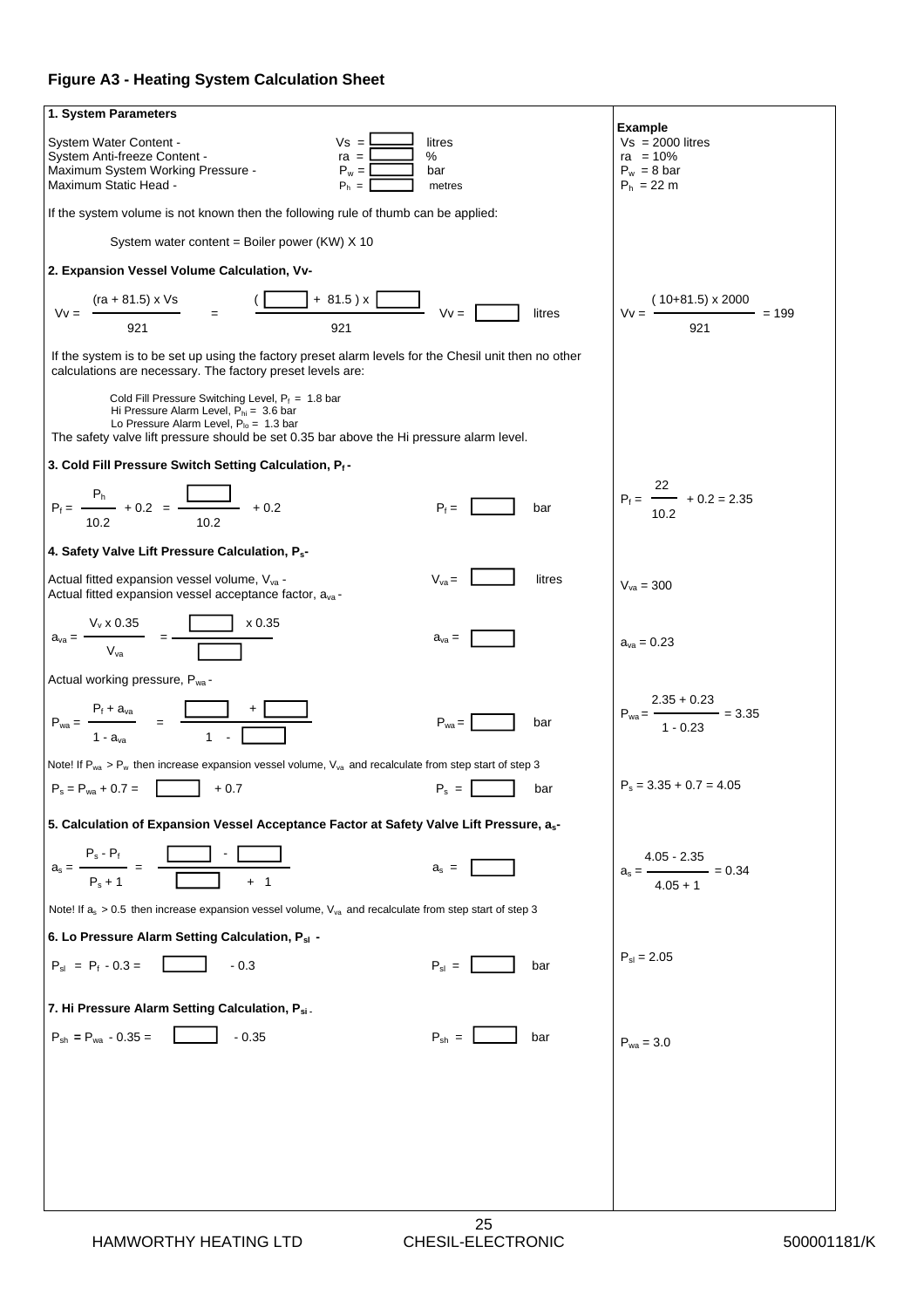### Figure A3 - Heating System Calculation Sheet

| Calculation | Example |
|---|---|
| **1. System Parameters**<br>System Water Content - $Vs$ = [ ] litres<br>System Anti-freeze Content - $ra$ = [ ] %<br>Maximum System Working Pressure - $P_w$ = [ ] bar<br>Maximum Static Head - $P_h$ = [ ] metres | **Example**<br>$Vs$ = 2000 litres<br>$ra$ = 10%<br>$P_w$ = 8 bar<br>$P_h$ = 22 m |
| If the system volume is not known then the following rule of thumb can be applied:<br>System water content = Boiler power (KW) X 10 | |
| **2. Expansion Vessel Volume Calculation, Vv-**<br>$Vv = \frac{(ra + 81.5) \times Vs}{921} = \frac{( [\ ] + 81.5) \times [\ ]}{921}$ &nbsp;&nbsp; $Vv$ = [ ] litres | $Vv = \frac{(10+81.5) \times 2000}{921} = 199$ |
| If the system is to be set up using the factory preset alarm levels for the Chesil unit then no other calculations are necessary. The factory preset levels are:<br>Cold Fill Pressure Switching Level, $P_f$ = 1.8 bar<br>Hi Pressure Alarm Level, $P_{hi}$ = 3.6 bar<br>Lo Pressure Alarm Level, $P_{lo}$ = 1.3 bar<br>The safety valve lift pressure should be set 0.35 bar above the Hi pressure alarm level. | |
| **3. Cold Fill Pressure Switch Setting Calculation, $P_f$ -**<br>$P_f = \frac{P_h}{10.2} + 0.2 = \frac{[\ ]}{10.2} + 0.2$ &nbsp;&nbsp; $P_f$ = [ ] bar | $P_f = \frac{22}{10.2} + 0.2 = 2.35$ |
| **4. Safety Valve Lift Pressure Calculation, $P_s$-**<br>Actual fitted expansion vessel volume, $V_{va}$ - &nbsp;&nbsp; $V_{va}$ = [ ] litres<br>Actual fitted expansion vessel acceptance factor, $a_{va}$ - | $V_{va}$ = 300 |
| $a_{va} = \frac{V_v \times 0.35}{V_{va}} = \frac{[\ ] \times 0.35}{[\ ]}$ &nbsp;&nbsp; $a_{va}$ = [ ] | $a_{va}$ = 0.23 |
| Actual working pressure, $P_{wa}$ -<br>$P_{wa} = \frac{P_f + a_{va}}{1 - a_{va}} = \frac{[\ ] + [\ ]}{1 - [\ ]}$ &nbsp;&nbsp; $P_{wa}$ = [ ] bar | $P_{wa} = \frac{2.35 + 0.23}{1 - 0.23} = 3.35$ |
| Note! If $P_{wa} > P_w$ then increase expansion vessel volume, $V_{va}$ and recalculate from step start of step 3 | |
| $P_s = P_{wa} + 0.7$ = [ ] + 0.7 &nbsp;&nbsp; $P_s$ = [ ] bar | $P_s = 3.35 + 0.7 = 4.05$ |
| **5. Calculation of Expansion Vessel Acceptance Factor at Safety Valve Lift Pressure, $a_s$-**<br>$a_s = \frac{P_s - P_f}{P_s + 1} = \frac{[\ ] - [\ ]}{[\ ] + 1}$ &nbsp;&nbsp; $a_s$ = [ ] | $a_s = \frac{4.05 - 2.35}{4.05 + 1} = 0.34$ |
| Note! If $a_s > 0.5$ then increase expansion vessel volume, $V_{va}$ and recalculate from step start of step 3 | |
| **6. Lo Pressure Alarm Setting Calculation, $P_{sl}$ -**<br>$P_{sl} = P_f - 0.3$ = [ ] - 0.3 &nbsp;&nbsp; $P_{sl}$ = [ ] bar | $P_{sl}$ = 2.05 |
| **7. Hi Pressure Alarm Setting Calculation, $P_{si}$ -**<br>$P_{sh} = P_{wa} - 0.35$ = [ ] - 0.35 &nbsp;&nbsp; $P_{sh}$ = [ ] bar | $P_{wa}$ = 3.0 |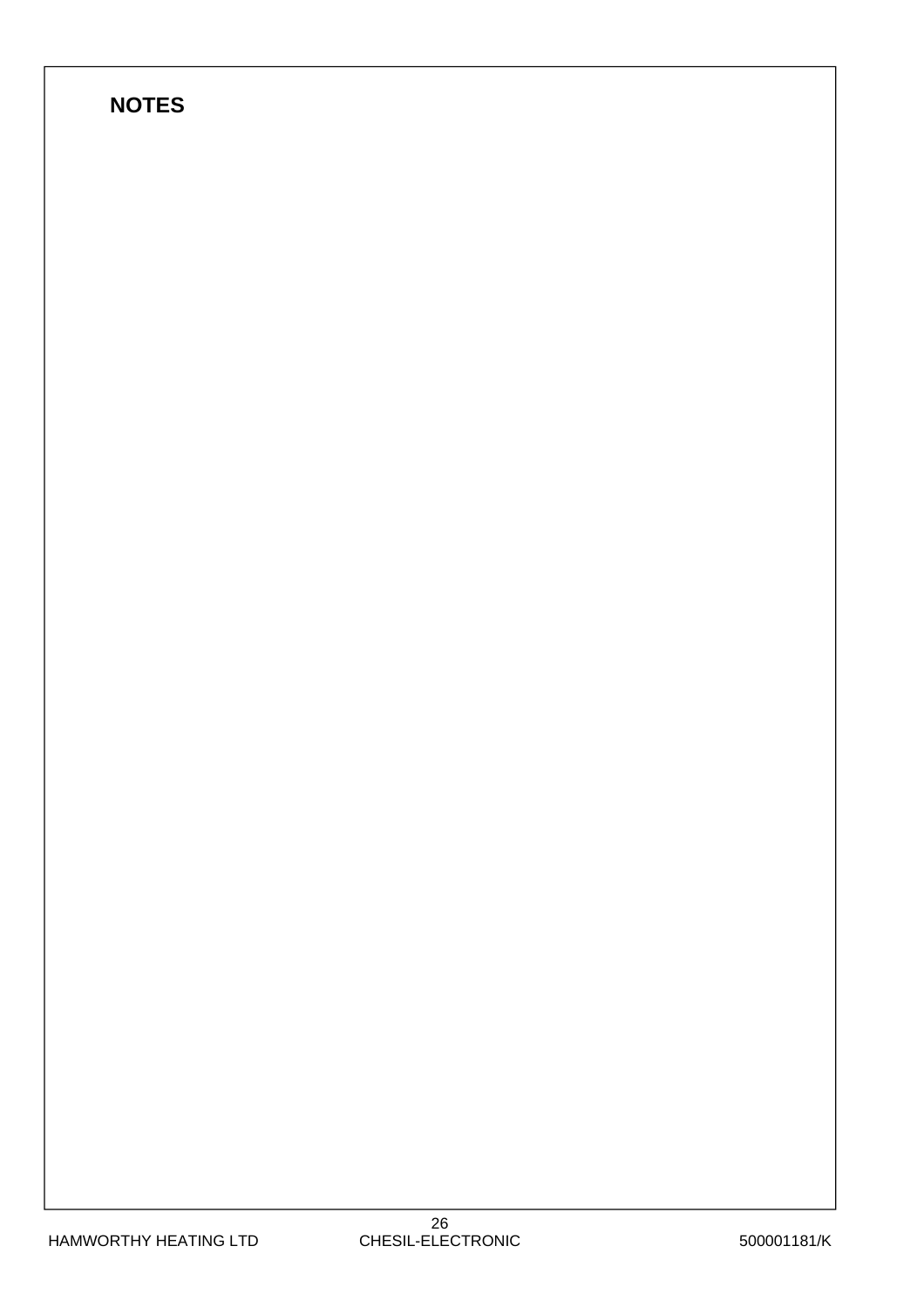# NOTES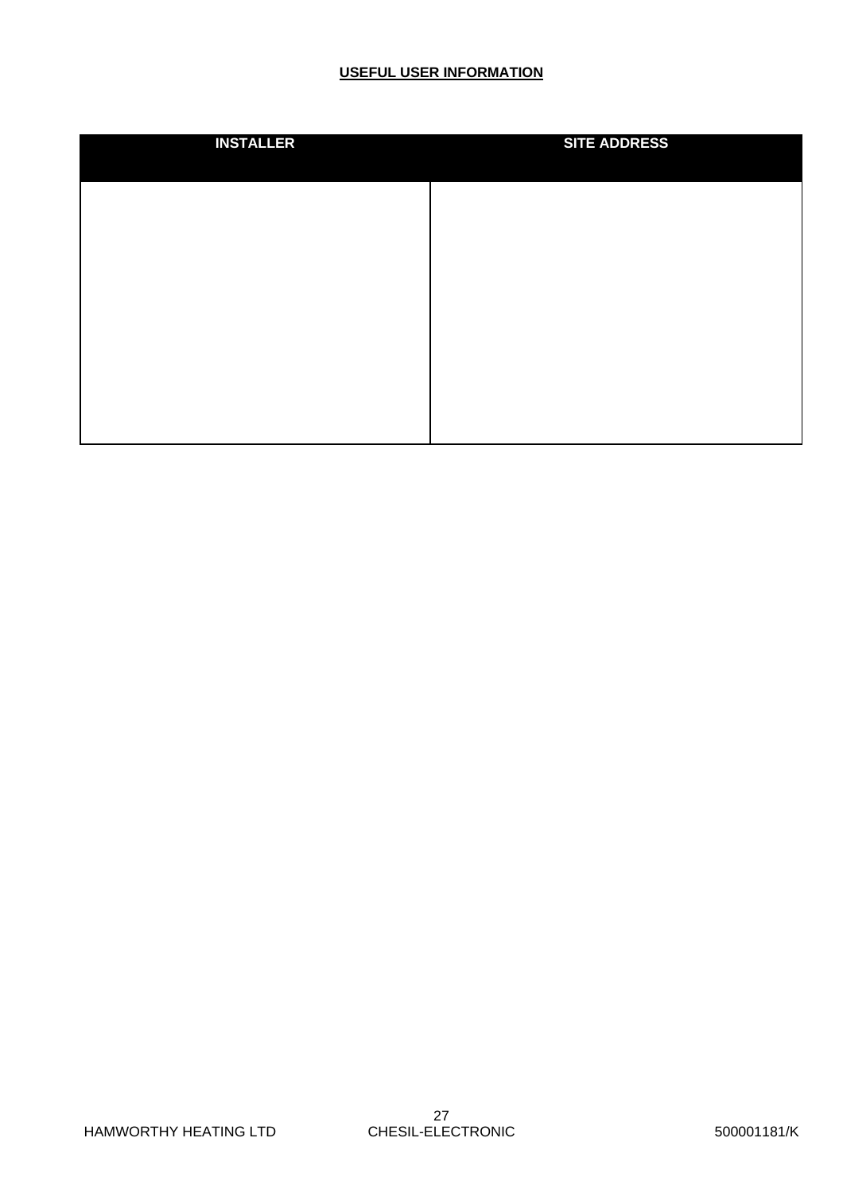**USEFUL USER INFORMATION**

| INSTALLER | SITE ADDRESS |
| --- | --- |
| | |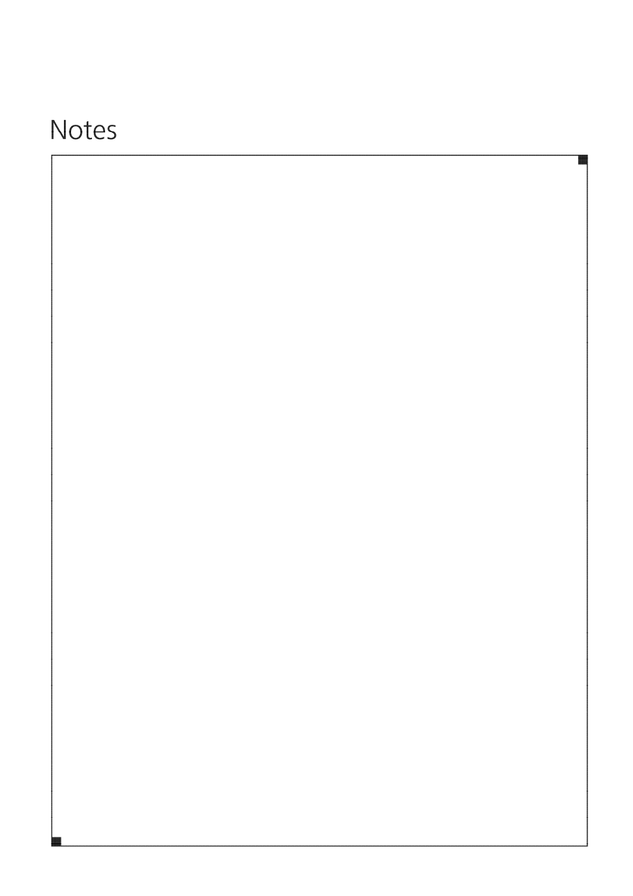# Notes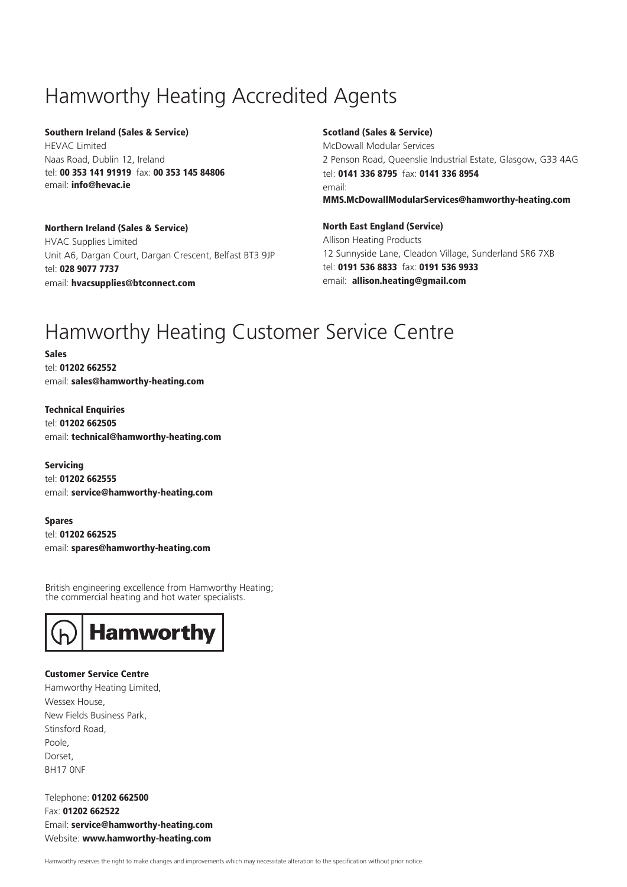# Hamworthy Heating Accredited Agents

**Southern Ireland (Sales & Service)**
HEVAC Limited
Naas Road, Dublin 12, Ireland
tel: **00 353 141 91919** fax: **00 353 145 84806**
email: **info@hevac.ie**

**Northern Ireland (Sales & Service)**
HVAC Supplies Limited
Unit A6, Dargan Court, Dargan Crescent, Belfast BT3 9JP
tel: **028 9077 7737**
email: **hvacsupplies@btconnect.com**

**Scotland (Sales & Service)**
McDowall Modular Services
2 Penson Road, Queenslie Industrial Estate, Glasgow, G33 4AG
tel: **0141 336 8795** fax: **0141 336 8954**
email:
**MMS.McDowallModularServices@hamworthy-heating.com**

**North East England (Service)**
Allison Heating Products
12 Sunnyside Lane, Cleadon Village, Sunderland SR6 7XB
tel: **0191 536 8833** fax: **0191 536 9933**
email: **allison.heating@gmail.com**

# Hamworthy Heating Customer Service Centre

**Sales**
tel: **01202 662552**
email: **sales@hamworthy-heating.com**

**Technical Enquiries**
tel: **01202 662505**
email: **technical@hamworthy-heating.com**

**Servicing**
tel: **01202 662555**
email: **service@hamworthy-heating.com**

**Spares**
tel: **01202 662525**
email: **spares@hamworthy-heating.com**

British engineering excellence from Hamworthy Heating; the commercial heating and hot water specialists.

**Hamworthy**

**Customer Service Centre**
Hamworthy Heating Limited,
Wessex House,
New Fields Business Park,
Stinsford Road,
Poole,
Dorset,
BH17 0NF

Telephone: **01202 662500**
Fax: **01202 662522**
Email: **service@hamworthy-heating.com**
Website: **www.hamworthy-heating.com**

Hamworthy reserves the right to make changes and improvements which may necessitate alteration to the specification without prior notice.